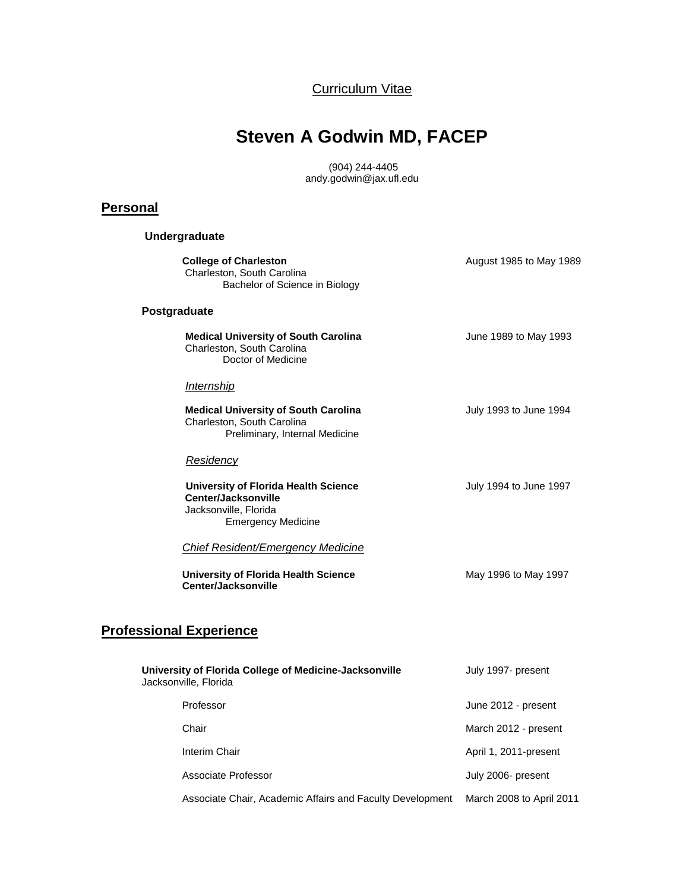Curriculum Vitae

# Steven A Godwin MD, FACEP

(904) 244-4405
andy.godwin@jax.ufl.edu

## Personal

### Undergraduate

**College of Charleston** — August 1985 to May 1989
Charleston, South Carolina
Bachelor of Science in Biology

### Postgraduate

**Medical University of South Carolina** — June 1989 to May 1993
Charleston, South Carolina
Doctor of Medicine

*Internship*

**Medical University of South Carolina** — July 1993 to June 1994
Charleston, South Carolina
Preliminary, Internal Medicine

*Residency*

**University of Florida Health Science Center/Jacksonville** — July 1994 to June 1997
Jacksonville, Florida
Emergency Medicine

*Chief Resident/Emergency Medicine*

**University of Florida Health Science Center/Jacksonville** — May 1996 to May 1997

## Professional Experience

**University of Florida College of Medicine-Jacksonville** — July 1997- present
Jacksonville, Florida

| Position | Dates |
|---|---|
| Professor | June 2012 - present |
| Chair | March 2012 - present |
| Interim Chair | April 1, 2011-present |
| Associate Professor | July 2006- present |
| Associate Chair, Academic Affairs and Faculty Development | March 2008 to April 2011 |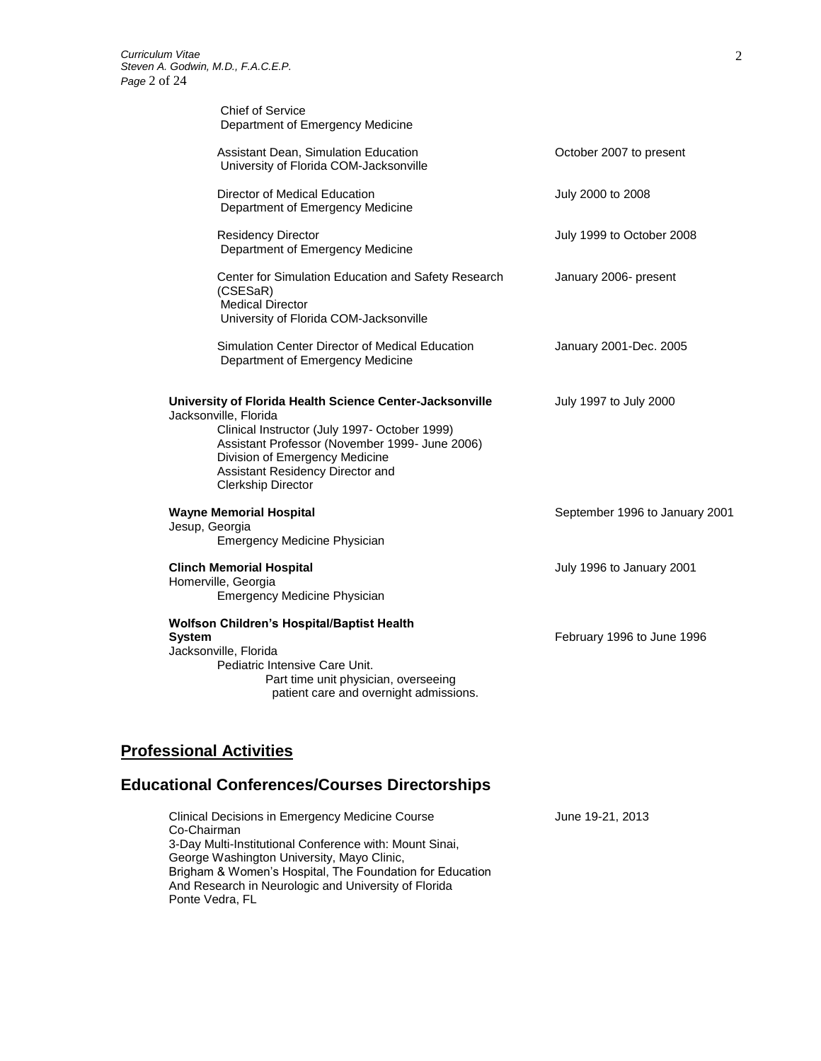Chief of Service
Department of Emergency Medicine

| | |
|---|---|
| Assistant Dean, Simulation Education<br>University of Florida COM-Jacksonville | October 2007 to present |
| Director of Medical Education<br>Department of Emergency Medicine | July 2000 to 2008 |
| Residency Director<br>Department of Emergency Medicine | July 1999 to October 2008 |
| Center for Simulation Education and Safety Research (CSESaR)<br>Medical Director<br>University of Florida COM-Jacksonville | January 2006- present |
| Simulation Center Director of Medical Education<br>Department of Emergency Medicine | January 2001-Dec. 2005 |

**University of Florida Health Science Center-Jacksonville** — July 1997 to July 2000
Jacksonville, Florida
Clinical Instructor (July 1997- October 1999)
Assistant Professor (November 1999- June 2006)
Division of Emergency Medicine
Assistant Residency Director and
Clerkship Director

**Wayne Memorial Hospital** — September 1996 to January 2001
Jesup, Georgia
Emergency Medicine Physician

**Clinch Memorial Hospital** — July 1996 to January 2001
Homerville, Georgia
Emergency Medicine Physician

**Wolfson Children's Hospital/Baptist Health System** — February 1996 to June 1996
Jacksonville, Florida
Pediatric Intensive Care Unit.
Part time unit physician, overseeing patient care and overnight admissions.

## Professional Activities

## Educational Conferences/Courses Directorships

Clinical Decisions in Emergency Medicine Course — June 19-21, 2013
Co-Chairman
3-Day Multi-Institutional Conference with: Mount Sinai, George Washington University, Mayo Clinic, Brigham & Women's Hospital, The Foundation for Education And Research in Neurologic and University of Florida
Ponte Vedra, FL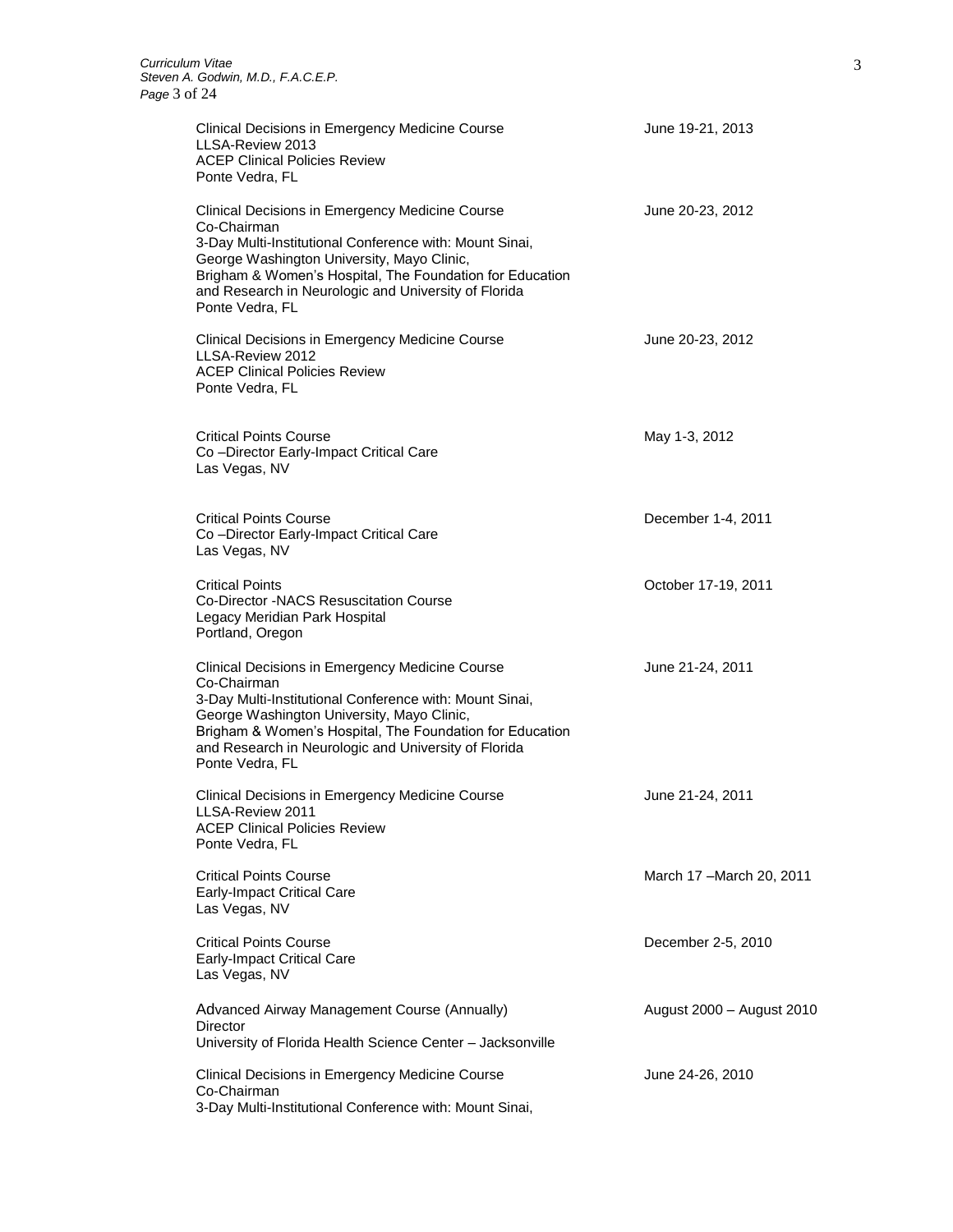Clinical Decisions in Emergency Medicine Course
LLSA-Review 2013
ACEP Clinical Policies Review
Ponte Vedra, FL

June 19-21, 2013

Clinical Decisions in Emergency Medicine Course
Co-Chairman
3-Day Multi-Institutional Conference with: Mount Sinai, George Washington University, Mayo Clinic, Brigham & Women's Hospital, The Foundation for Education and Research in Neurologic and University of Florida
Ponte Vedra, FL

June 20-23, 2012

Clinical Decisions in Emergency Medicine Course
LLSA-Review 2012
ACEP Clinical Policies Review
Ponte Vedra, FL

June 20-23, 2012

Critical Points Course
Co –Director Early-Impact Critical Care
Las Vegas, NV

May 1-3, 2012

Critical Points Course
Co –Director Early-Impact Critical Care
Las Vegas, NV

December 1-4, 2011

Critical Points
Co-Director -NACS Resuscitation Course
Legacy Meridian Park Hospital
Portland, Oregon

October 17-19, 2011

Clinical Decisions in Emergency Medicine Course
Co-Chairman
3-Day Multi-Institutional Conference with: Mount Sinai, George Washington University, Mayo Clinic, Brigham & Women's Hospital, The Foundation for Education and Research in Neurologic and University of Florida
Ponte Vedra, FL

June 21-24, 2011

Clinical Decisions in Emergency Medicine Course
LLSA-Review 2011
ACEP Clinical Policies Review
Ponte Vedra, FL

June 21-24, 2011

Critical Points Course
Early-Impact Critical Care
Las Vegas, NV

March 17 –March 20, 2011

Critical Points Course
Early-Impact Critical Care
Las Vegas, NV

December 2-5, 2010

Advanced Airway Management Course (Annually)
Director
University of Florida Health Science Center – Jacksonville

August 2000 – August 2010

Clinical Decisions in Emergency Medicine Course
Co-Chairman
3-Day Multi-Institutional Conference with: Mount Sinai,

June 24-26, 2010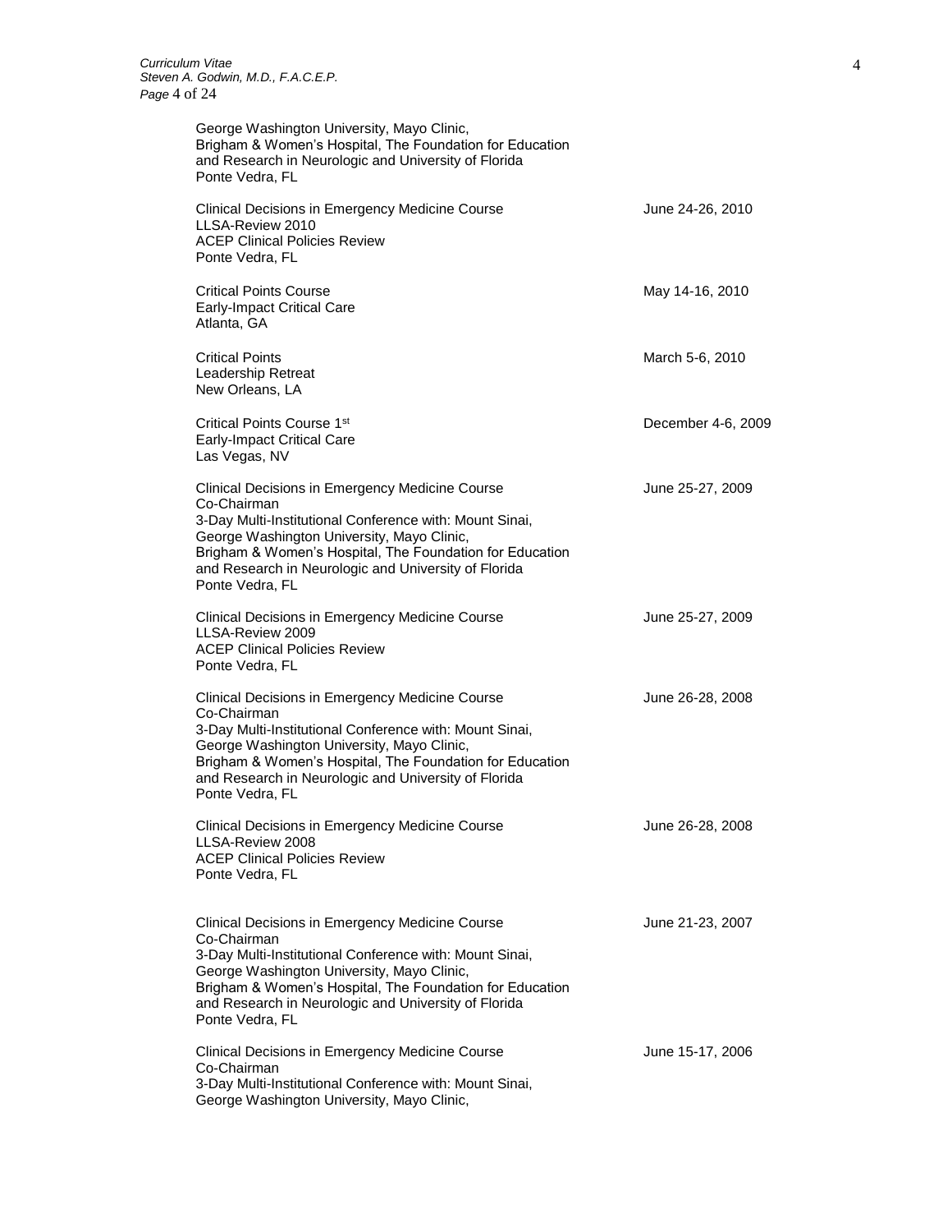George Washington University, Mayo Clinic,
Brigham & Women's Hospital, The Foundation for Education
and Research in Neurologic and University of Florida
Ponte Vedra, FL

| | |
|---|---|
| Clinical Decisions in Emergency Medicine Course<br>LLSA-Review 2010<br>ACEP Clinical Policies Review<br>Ponte Vedra, FL | June 24-26, 2010 |
| Critical Points Course<br>Early-Impact Critical Care<br>Atlanta, GA | May 14-16, 2010 |
| Critical Points<br>Leadership Retreat<br>New Orleans, LA | March 5-6, 2010 |
| Critical Points Course 1st<br>Early-Impact Critical Care<br>Las Vegas, NV | December 4-6, 2009 |
| Clinical Decisions in Emergency Medicine Course<br>Co-Chairman<br>3-Day Multi-Institutional Conference with: Mount Sinai, George Washington University, Mayo Clinic, Brigham & Women's Hospital, The Foundation for Education and Research in Neurologic and University of Florida<br>Ponte Vedra, FL | June 25-27, 2009 |
| Clinical Decisions in Emergency Medicine Course<br>LLSA-Review 2009<br>ACEP Clinical Policies Review<br>Ponte Vedra, FL | June 25-27, 2009 |
| Clinical Decisions in Emergency Medicine Course<br>Co-Chairman<br>3-Day Multi-Institutional Conference with: Mount Sinai, George Washington University, Mayo Clinic, Brigham & Women's Hospital, The Foundation for Education and Research in Neurologic and University of Florida<br>Ponte Vedra, FL | June 26-28, 2008 |
| Clinical Decisions in Emergency Medicine Course<br>LLSA-Review 2008<br>ACEP Clinical Policies Review<br>Ponte Vedra, FL | June 26-28, 2008 |
| Clinical Decisions in Emergency Medicine Course<br>Co-Chairman<br>3-Day Multi-Institutional Conference with: Mount Sinai, George Washington University, Mayo Clinic, Brigham & Women's Hospital, The Foundation for Education and Research in Neurologic and University of Florida<br>Ponte Vedra, FL | June 21-23, 2007 |
| Clinical Decisions in Emergency Medicine Course<br>Co-Chairman<br>3-Day Multi-Institutional Conference with: Mount Sinai, George Washington University, Mayo Clinic, | June 15-17, 2006 |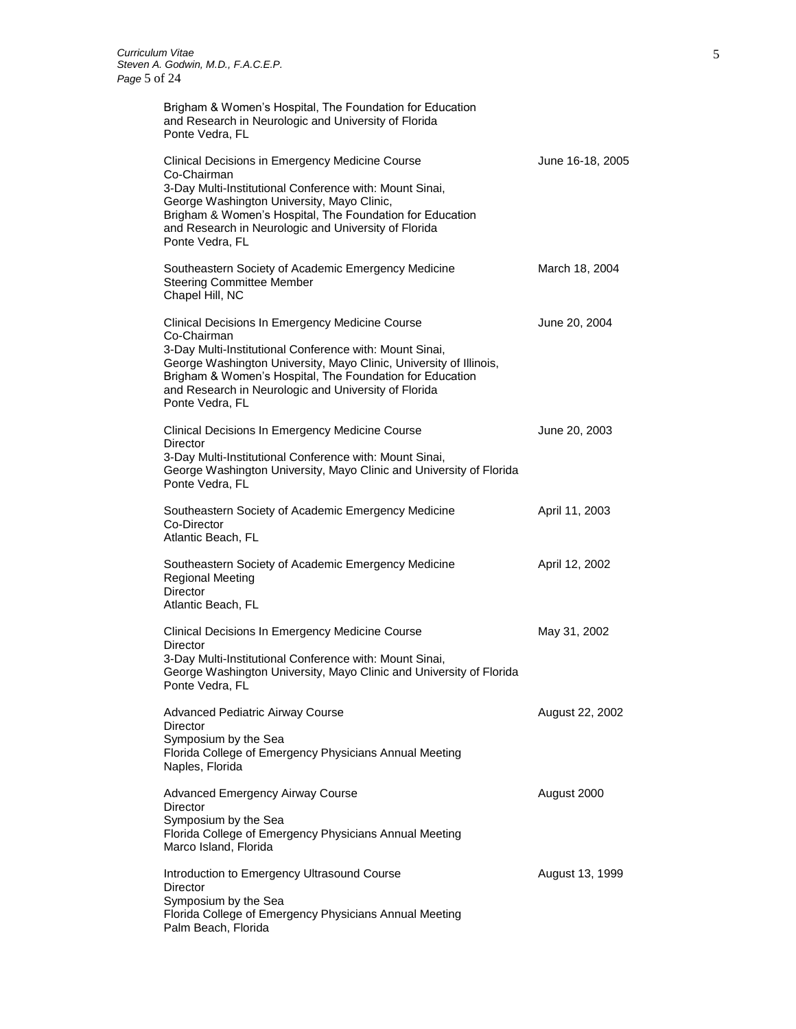Brigham & Women's Hospital, The Foundation for Education
and Research in Neurologic and University of Florida
Ponte Vedra, FL

Clinical Decisions in Emergency Medicine Course — June 16-18, 2005
Co-Chairman
3-Day Multi-Institutional Conference with: Mount Sinai,
George Washington University, Mayo Clinic,
Brigham & Women's Hospital, The Foundation for Education
and Research in Neurologic and University of Florida
Ponte Vedra, FL

Southeastern Society of Academic Emergency Medicine — March 18, 2004
Steering Committee Member
Chapel Hill, NC

Clinical Decisions In Emergency Medicine Course — June 20, 2004
Co-Chairman
3-Day Multi-Institutional Conference with: Mount Sinai,
George Washington University, Mayo Clinic, University of Illinois,
Brigham & Women's Hospital, The Foundation for Education
and Research in Neurologic and University of Florida
Ponte Vedra, FL

Clinical Decisions In Emergency Medicine Course — June 20, 2003
Director
3-Day Multi-Institutional Conference with: Mount Sinai,
George Washington University, Mayo Clinic and University of Florida
Ponte Vedra, FL

Southeastern Society of Academic Emergency Medicine — April 11, 2003
Co-Director
Atlantic Beach, FL

Southeastern Society of Academic Emergency Medicine — April 12, 2002
Regional Meeting
Director
Atlantic Beach, FL

Clinical Decisions In Emergency Medicine Course — May 31, 2002
Director
3-Day Multi-Institutional Conference with: Mount Sinai,
George Washington University, Mayo Clinic and University of Florida
Ponte Vedra, FL

Advanced Pediatric Airway Course — August 22, 2002
Director
Symposium by the Sea
Florida College of Emergency Physicians Annual Meeting
Naples, Florida

Advanced Emergency Airway Course — August 2000
Director
Symposium by the Sea
Florida College of Emergency Physicians Annual Meeting
Marco Island, Florida

Introduction to Emergency Ultrasound Course — August 13, 1999
Director
Symposium by the Sea
Florida College of Emergency Physicians Annual Meeting
Palm Beach, Florida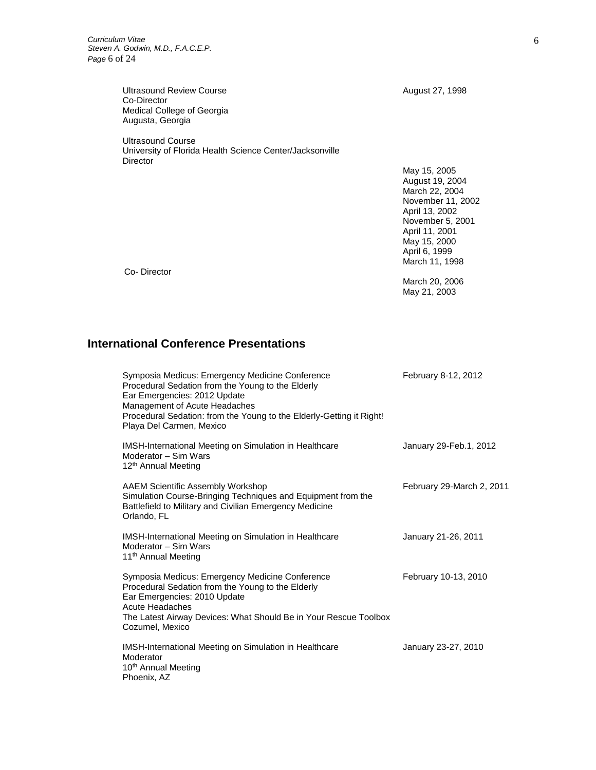Ultrasound Review Course
Co-Director
Medical College of Georgia
Augusta, Georgia

August 27, 1998

Ultrasound Course
University of Florida Health Science Center/Jacksonville
Director

May 15, 2005
August 19, 2004
March 22, 2004
November 11, 2002
April 13, 2002
November 5, 2001
April 11, 2001
May 15, 2000
April 6, 1999
March 11, 1998

Co- Director

March 20, 2006
May 21, 2003

## International Conference Presentations

Symposia Medicus: Emergency Medicine Conference
Procedural Sedation from the Young to the Elderly
Ear Emergencies: 2012 Update
Management of Acute Headaches
Procedural Sedation: from the Young to the Elderly-Getting it Right!
Playa Del Carmen, Mexico

February 8-12, 2012

IMSH-International Meeting on Simulation in Healthcare
Moderator – Sim Wars
12th Annual Meeting

January 29-Feb.1, 2012

AAEM Scientific Assembly Workshop
Simulation Course-Bringing Techniques and Equipment from the Battlefield to Military and Civilian Emergency Medicine
Orlando, FL

February 29-March 2, 2011

IMSH-International Meeting on Simulation in Healthcare
Moderator – Sim Wars
11th Annual Meeting

January 21-26, 2011

Symposia Medicus: Emergency Medicine Conference
Procedural Sedation from the Young to the Elderly
Ear Emergencies: 2010 Update
Acute Headaches
The Latest Airway Devices: What Should Be in Your Rescue Toolbox
Cozumel, Mexico

February 10-13, 2010

IMSH-International Meeting on Simulation in Healthcare
Moderator
10th Annual Meeting
Phoenix, AZ

January 23-27, 2010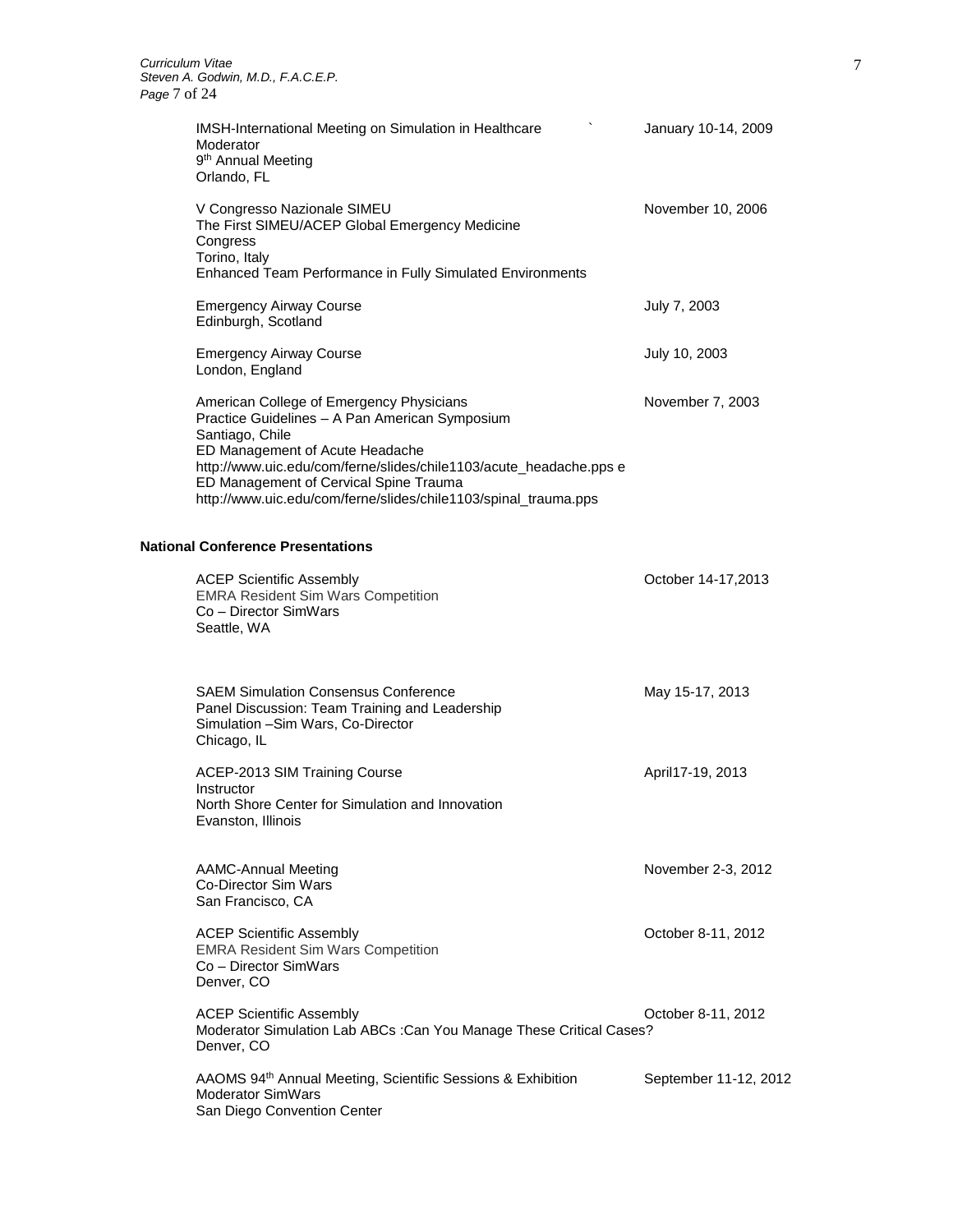IMSH-International Meeting on Simulation in Healthcare — January 10-14, 2009
Moderator
9th Annual Meeting
Orlando, FL

V Congresso Nazionale SIMEU — November 10, 2006
The First SIMEU/ACEP Global Emergency Medicine Congress
Torino, Italy
Enhanced Team Performance in Fully Simulated Environments

Emergency Airway Course — July 7, 2003
Edinburgh, Scotland

Emergency Airway Course — July 10, 2003
London, England

American College of Emergency Physicians — November 7, 2003
Practice Guidelines – A Pan American Symposium
Santiago, Chile
ED Management of Acute Headache
http://www.uic.edu/com/ferne/slides/chile1103/acute_headache.pps e
ED Management of Cervical Spine Trauma
http://www.uic.edu/com/ferne/slides/chile1103/spinal_trauma.pps

**National Conference Presentations**

ACEP Scientific Assembly — October 14-17,2013
EMRA Resident Sim Wars Competition
Co – Director SimWars
Seattle, WA

SAEM Simulation Consensus Conference — May 15-17, 2013
Panel Discussion: Team Training and Leadership
Simulation –Sim Wars, Co-Director
Chicago, IL

ACEP-2013 SIM Training Course — April17-19, 2013
Instructor
North Shore Center for Simulation and Innovation
Evanston, Illinois

AAMC-Annual Meeting — November 2-3, 2012
Co-Director Sim Wars
San Francisco, CA

ACEP Scientific Assembly — October 8-11, 2012
EMRA Resident Sim Wars Competition
Co – Director SimWars
Denver, CO

ACEP Scientific Assembly — October 8-11, 2012
Moderator Simulation Lab ABCs :Can You Manage These Critical Cases?
Denver, CO

AAOMS 94th Annual Meeting, Scientific Sessions & Exhibition — September 11-12, 2012
Moderator SimWars
San Diego Convention Center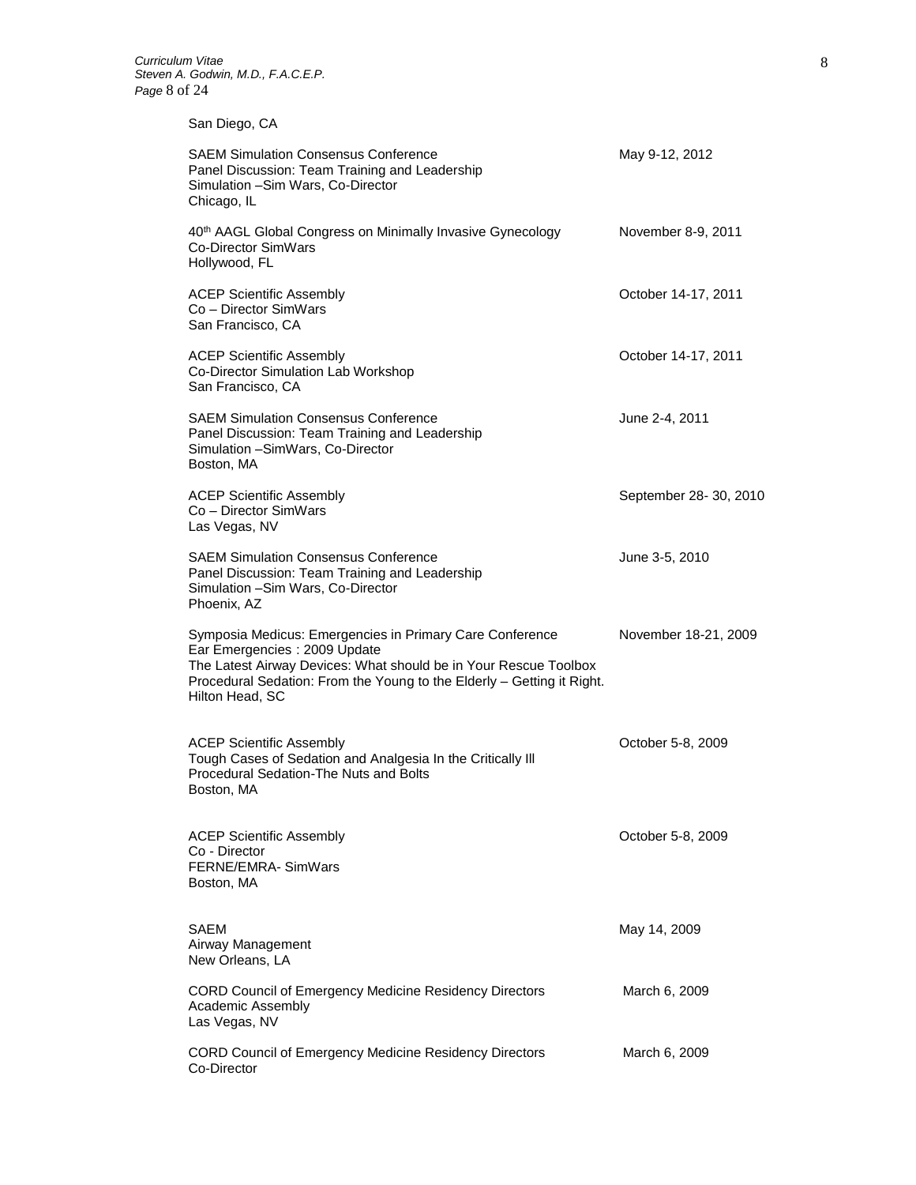San Diego, CA

| | |
|---|---|
| SAEM Simulation Consensus Conference<br>Panel Discussion: Team Training and Leadership<br>Simulation –Sim Wars, Co-Director<br>Chicago, IL | May 9-12, 2012 |
| 40th AAGL Global Congress on Minimally Invasive Gynecology<br>Co-Director SimWars<br>Hollywood, FL | November 8-9, 2011 |
| ACEP Scientific Assembly<br>Co – Director SimWars<br>San Francisco, CA | October 14-17, 2011 |
| ACEP Scientific Assembly<br>Co-Director Simulation Lab Workshop<br>San Francisco, CA | October 14-17, 2011 |
| SAEM Simulation Consensus Conference<br>Panel Discussion: Team Training and Leadership<br>Simulation –SimWars, Co-Director<br>Boston, MA | June 2-4, 2011 |
| ACEP Scientific Assembly<br>Co – Director SimWars<br>Las Vegas, NV | September 28- 30, 2010 |
| SAEM Simulation Consensus Conference<br>Panel Discussion: Team Training and Leadership<br>Simulation –Sim Wars, Co-Director<br>Phoenix, AZ | June 3-5, 2010 |
| Symposia Medicus: Emergencies in Primary Care Conference<br>Ear Emergencies : 2009 Update<br>The Latest Airway Devices: What should be in Your Rescue Toolbox<br>Procedural Sedation: From the Young to the Elderly – Getting it Right.<br>Hilton Head, SC | November 18-21, 2009 |
| ACEP Scientific Assembly<br>Tough Cases of Sedation and Analgesia In the Critically Ill<br>Procedural Sedation-The Nuts and Bolts<br>Boston, MA | October 5-8, 2009 |
| ACEP Scientific Assembly<br>Co - Director<br>FERNE/EMRA- SimWars<br>Boston, MA | October 5-8, 2009 |
| SAEM<br>Airway Management<br>New Orleans, LA | May 14, 2009 |
| CORD Council of Emergency Medicine Residency Directors<br>Academic Assembly<br>Las Vegas, NV | March 6, 2009 |
| CORD Council of Emergency Medicine Residency Directors<br>Co-Director | March 6, 2009 |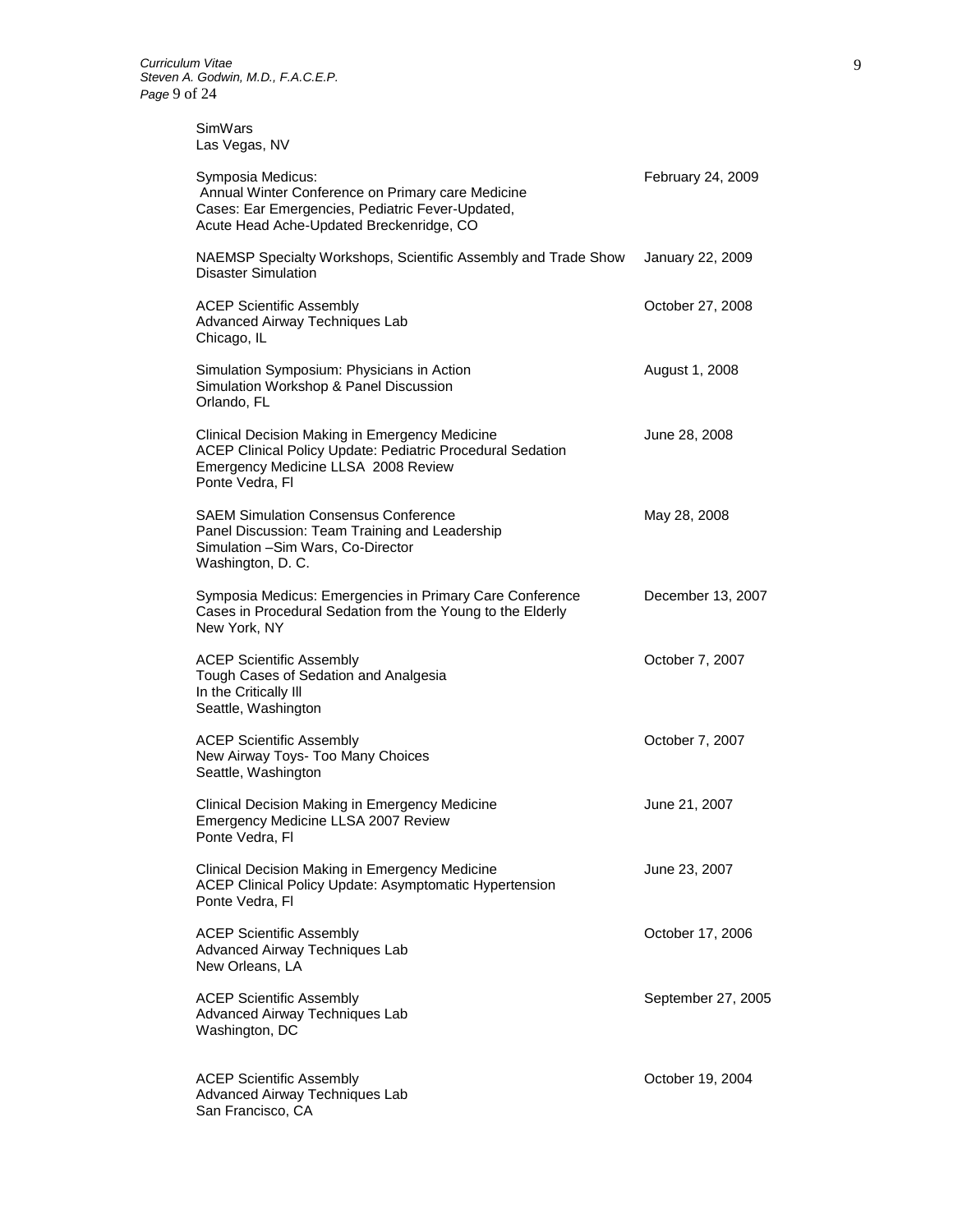SimWars
Las Vegas, NV

| | |
|---|---|
| Symposia Medicus:<br>Annual Winter Conference on Primary care Medicine<br>Cases: Ear Emergencies, Pediatric Fever-Updated,<br>Acute Head Ache-Updated Breckenridge, CO | February 24, 2009 |
| NAEMSP Specialty Workshops, Scientific Assembly and Trade Show<br>Disaster Simulation | January 22, 2009 |
| ACEP Scientific Assembly<br>Advanced Airway Techniques Lab<br>Chicago, IL | October 27, 2008 |
| Simulation Symposium: Physicians in Action<br>Simulation Workshop & Panel Discussion<br>Orlando, FL | August 1, 2008 |
| Clinical Decision Making in Emergency Medicine<br>ACEP Clinical Policy Update: Pediatric Procedural Sedation<br>Emergency Medicine LLSA 2008 Review<br>Ponte Vedra, Fl | June 28, 2008 |
| SAEM Simulation Consensus Conference<br>Panel Discussion: Team Training and Leadership<br>Simulation –Sim Wars, Co-Director<br>Washington, D. C. | May 28, 2008 |
| Symposia Medicus: Emergencies in Primary Care Conference<br>Cases in Procedural Sedation from the Young to the Elderly<br>New York, NY | December 13, 2007 |
| ACEP Scientific Assembly<br>Tough Cases of Sedation and Analgesia<br>In the Critically Ill<br>Seattle, Washington | October 7, 2007 |
| ACEP Scientific Assembly<br>New Airway Toys- Too Many Choices<br>Seattle, Washington | October 7, 2007 |
| Clinical Decision Making in Emergency Medicine<br>Emergency Medicine LLSA 2007 Review<br>Ponte Vedra, Fl | June 21, 2007 |
| Clinical Decision Making in Emergency Medicine<br>ACEP Clinical Policy Update: Asymptomatic Hypertension<br>Ponte Vedra, Fl | June 23, 2007 |
| ACEP Scientific Assembly<br>Advanced Airway Techniques Lab<br>New Orleans, LA | October 17, 2006 |
| ACEP Scientific Assembly<br>Advanced Airway Techniques Lab<br>Washington, DC | September 27, 2005 |
| ACEP Scientific Assembly<br>Advanced Airway Techniques Lab<br>San Francisco, CA | October 19, 2004 |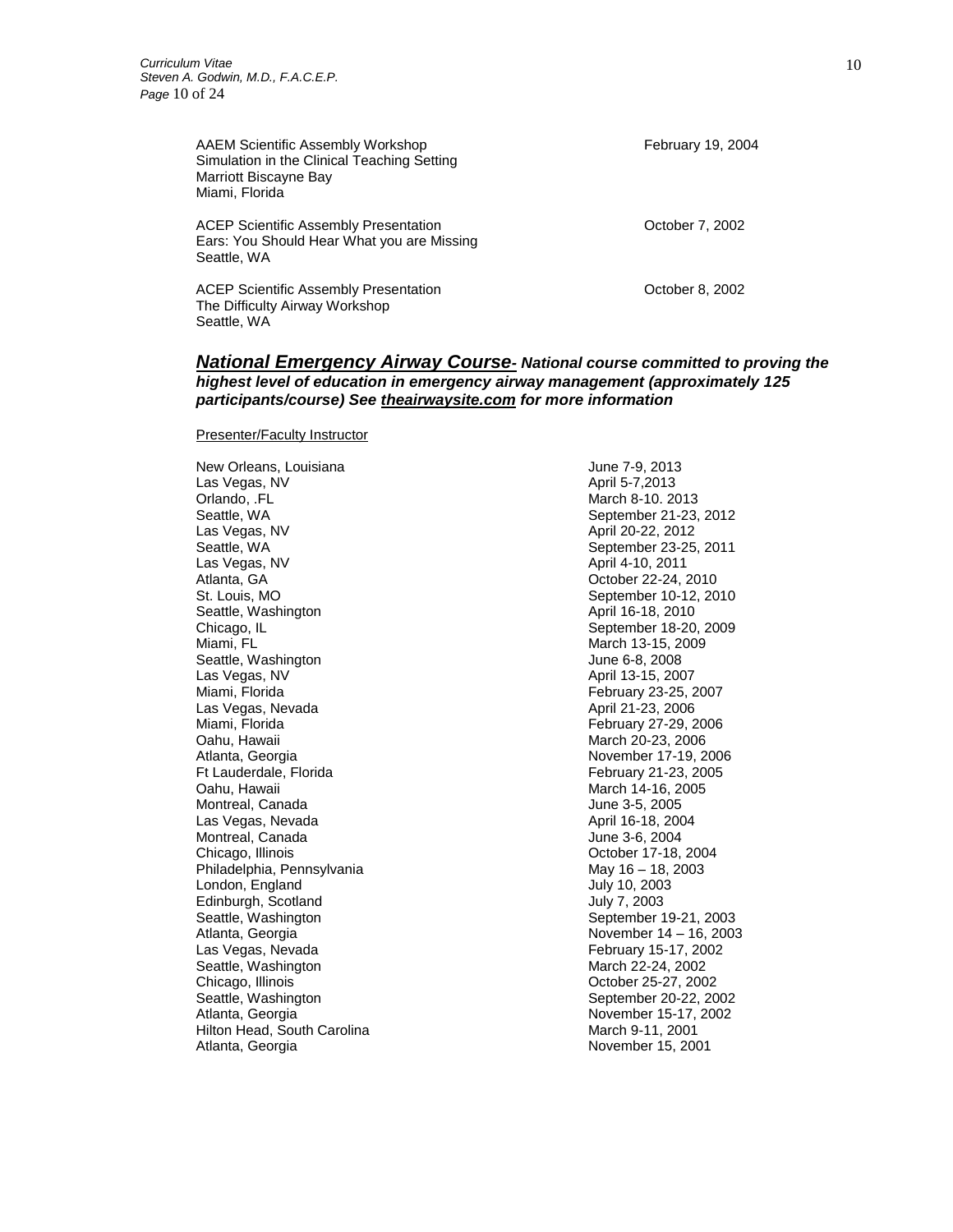AAEM Scientific Assembly Workshop — February 19, 2004
Simulation in the Clinical Teaching Setting
Marriott Biscayne Bay
Miami, Florida

ACEP Scientific Assembly Presentation — October 7, 2002
Ears: You Should Hear What you are Missing
Seattle, WA

ACEP Scientific Assembly Presentation — October 8, 2002
The Difficulty Airway Workshop
Seattle, WA

## ***National Emergency Airway Course- National course committed to proving the highest level of education in emergency airway management (approximately 125 participants/course) See thearwaysite.com for more information***

Presenter/Faculty Instructor

| Location | Date |
|---|---|
| New Orleans, Louisiana | June 7-9, 2013 |
| Las Vegas, NV | April 5-7,2013 |
| Orlando, .FL | March 8-10. 2013 |
| Seattle, WA | September 21-23, 2012 |
| Las Vegas, NV | April 20-22, 2012 |
| Seattle, WA | September 23-25, 2011 |
| Las Vegas, NV | April 4-10, 2011 |
| Atlanta, GA | October 22-24, 2010 |
| St. Louis, MO | September 10-12, 2010 |
| Seattle, Washington | April 16-18, 2010 |
| Chicago, IL | September 18-20, 2009 |
| Miami, FL | March 13-15, 2009 |
| Seattle, Washington | June 6-8, 2008 |
| Las Vegas, NV | April 13-15, 2007 |
| Miami, Florida | February 23-25, 2007 |
| Las Vegas, Nevada | April 21-23, 2006 |
| Miami, Florida | February 27-29, 2006 |
| Oahu, Hawaii | March 20-23, 2006 |
| Atlanta, Georgia | November 17-19, 2006 |
| Ft Lauderdale, Florida | February 21-23, 2005 |
| Oahu, Hawaii | March 14-16, 2005 |
| Montreal, Canada | June 3-5, 2005 |
| Las Vegas, Nevada | April 16-18, 2004 |
| Montreal, Canada | June 3-6, 2004 |
| Chicago, Illinois | October 17-18, 2004 |
| Philadelphia, Pennsylvania | May 16 – 18, 2003 |
| London, England | July 10, 2003 |
| Edinburgh, Scotland | July 7, 2003 |
| Seattle, Washington | September 19-21, 2003 |
| Atlanta, Georgia | November 14 – 16, 2003 |
| Las Vegas, Nevada | February 15-17, 2002 |
| Seattle, Washington | March 22-24, 2002 |
| Chicago, Illinois | October 25-27, 2002 |
| Seattle, Washington | September 20-22, 2002 |
| Atlanta, Georgia | November 15-17, 2002 |
| Hilton Head, South Carolina | March 9-11, 2001 |
| Atlanta, Georgia | November 15, 2001 |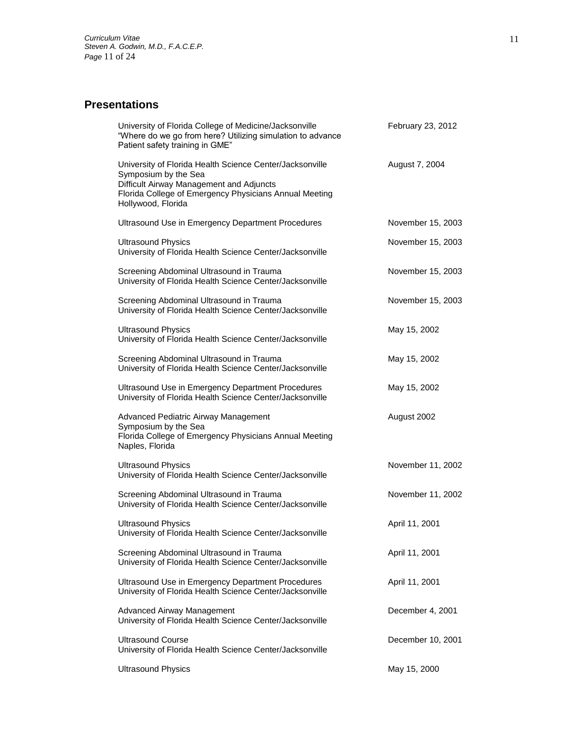## Presentations

| | |
|---|---|
| University of Florida College of Medicine/Jacksonville<br>"Where do we go from here? Utilizing simulation to advance Patient safety training in GME" | February 23, 2012 |
| University of Florida Health Science Center/Jacksonville<br>Symposium by the Sea<br>Difficult Airway Management and Adjuncts<br>Florida College of Emergency Physicians Annual Meeting<br>Hollywood, Florida | August 7, 2004 |
| Ultrasound Use in Emergency Department Procedures | November 15, 2003 |
| Ultrasound Physics<br>University of Florida Health Science Center/Jacksonville | November 15, 2003 |
| Screening Abdominal Ultrasound in Trauma<br>University of Florida Health Science Center/Jacksonville | November 15, 2003 |
| Screening Abdominal Ultrasound in Trauma<br>University of Florida Health Science Center/Jacksonville | November 15, 2003 |
| Ultrasound Physics<br>University of Florida Health Science Center/Jacksonville | May 15, 2002 |
| Screening Abdominal Ultrasound in Trauma<br>University of Florida Health Science Center/Jacksonville | May 15, 2002 |
| Ultrasound Use in Emergency Department Procedures<br>University of Florida Health Science Center/Jacksonville | May 15, 2002 |
| Advanced Pediatric Airway Management<br>Symposium by the Sea<br>Florida College of Emergency Physicians Annual Meeting<br>Naples, Florida | August 2002 |
| Ultrasound Physics<br>University of Florida Health Science Center/Jacksonville | November 11, 2002 |
| Screening Abdominal Ultrasound in Trauma<br>University of Florida Health Science Center/Jacksonville | November 11, 2002 |
| Ultrasound Physics<br>University of Florida Health Science Center/Jacksonville | April 11, 2001 |
| Screening Abdominal Ultrasound in Trauma<br>University of Florida Health Science Center/Jacksonville | April 11, 2001 |
| Ultrasound Use in Emergency Department Procedures<br>University of Florida Health Science Center/Jacksonville | April 11, 2001 |
| Advanced Airway Management<br>University of Florida Health Science Center/Jacksonville | December 4, 2001 |
| Ultrasound Course<br>University of Florida Health Science Center/Jacksonville | December 10, 2001 |
| Ultrasound Physics | May 15, 2000 |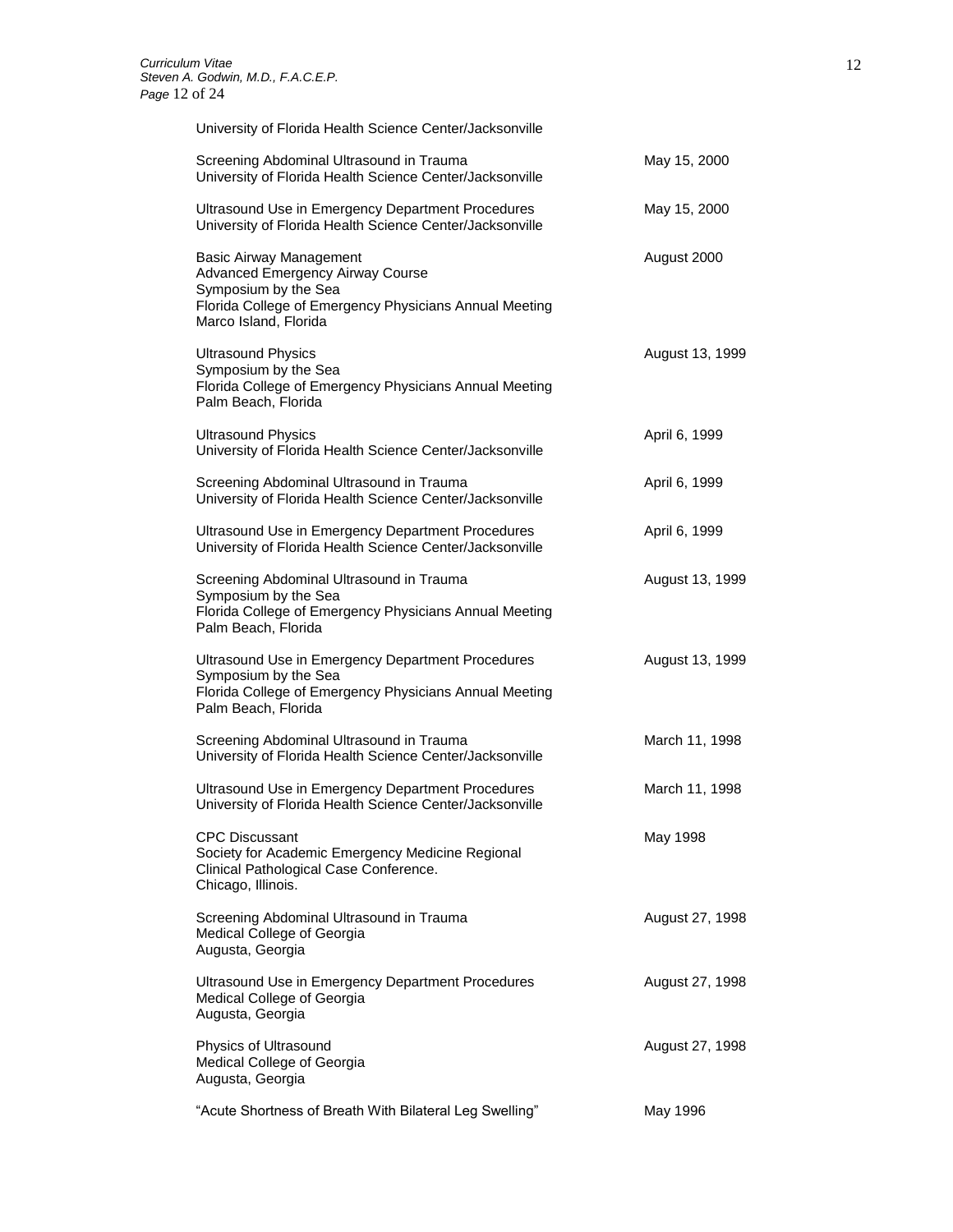University of Florida Health Science Center/Jacksonville

Screening Abdominal Ultrasound in Trauma — May 15, 2000
University of Florida Health Science Center/Jacksonville

Ultrasound Use in Emergency Department Procedures — May 15, 2000
University of Florida Health Science Center/Jacksonville

Basic Airway Management — August 2000
Advanced Emergency Airway Course
Symposium by the Sea
Florida College of Emergency Physicians Annual Meeting
Marco Island, Florida

Ultrasound Physics — August 13, 1999
Symposium by the Sea
Florida College of Emergency Physicians Annual Meeting
Palm Beach, Florida

Ultrasound Physics — April 6, 1999
University of Florida Health Science Center/Jacksonville

Screening Abdominal Ultrasound in Trauma — April 6, 1999
University of Florida Health Science Center/Jacksonville

Ultrasound Use in Emergency Department Procedures — April 6, 1999
University of Florida Health Science Center/Jacksonville

Screening Abdominal Ultrasound in Trauma — August 13, 1999
Symposium by the Sea
Florida College of Emergency Physicians Annual Meeting
Palm Beach, Florida

Ultrasound Use in Emergency Department Procedures — August 13, 1999
Symposium by the Sea
Florida College of Emergency Physicians Annual Meeting
Palm Beach, Florida

Screening Abdominal Ultrasound in Trauma — March 11, 1998
University of Florida Health Science Center/Jacksonville

Ultrasound Use in Emergency Department Procedures — March 11, 1998
University of Florida Health Science Center/Jacksonville

CPC Discussant — May 1998
Society for Academic Emergency Medicine Regional
Clinical Pathological Case Conference.
Chicago, Illinois.

Screening Abdominal Ultrasound in Trauma — August 27, 1998
Medical College of Georgia
Augusta, Georgia

Ultrasound Use in Emergency Department Procedures — August 27, 1998
Medical College of Georgia
Augusta, Georgia

Physics of Ultrasound — August 27, 1998
Medical College of Georgia
Augusta, Georgia

"Acute Shortness of Breath With Bilateral Leg Swelling" — May 1996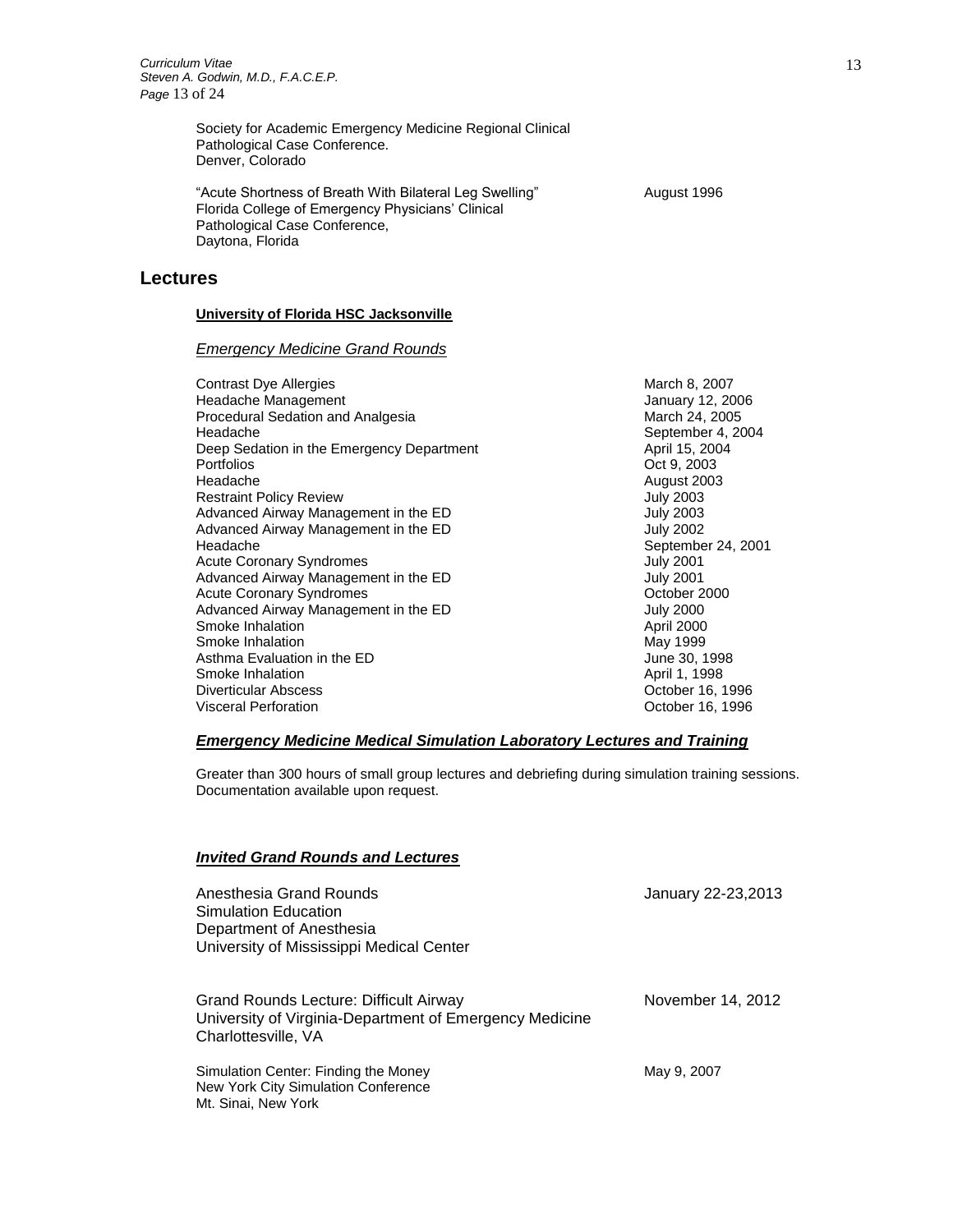Society for Academic Emergency Medicine Regional Clinical Pathological Case Conference.
Denver, Colorado

"Acute Shortness of Breath With Bilateral Leg Swelling" — August 1996
Florida College of Emergency Physicians' Clinical Pathological Case Conference,
Daytona, Florida

## Lectures

### University of Florida HSC Jacksonville

#### *Emergency Medicine Grand Rounds*

| | |
|---|---|
| Contrast Dye Allergies | March 8, 2007 |
| Headache Management | January 12, 2006 |
| Procedural Sedation and Analgesia | March 24, 2005 |
| Headache | September 4, 2004 |
| Deep Sedation in the Emergency Department | April 15, 2004 |
| Portfolios | Oct 9, 2003 |
| Headache | August 2003 |
| Restraint Policy Review | July 2003 |
| Advanced Airway Management in the ED | July 2003 |
| Advanced Airway Management in the ED | July 2002 |
| Headache | September 24, 2001 |
| Acute Coronary Syndromes | July 2001 |
| Advanced Airway Management in the ED | July 2001 |
| Acute Coronary Syndromes | October 2000 |
| Advanced Airway Management in the ED | July 2000 |
| Smoke Inhalation | April 2000 |
| Smoke Inhalation | May 1999 |
| Asthma Evaluation in the ED | June 30, 1998 |
| Smoke Inhalation | April 1, 1998 |
| Diverticular Abscess | October 16, 1996 |
| Visceral Perforation | October 16, 1996 |

#### ***Emergency Medicine Medical Simulation Laboratory Lectures and Training***

Greater than 300 hours of small group lectures and debriefing during simulation training sessions. Documentation available upon request.

#### ***Invited Grand Rounds and Lectures***

Anesthesia Grand Rounds — January 22-23,2013
Simulation Education
Department of Anesthesia
University of Mississippi Medical Center

Grand Rounds Lecture: Difficult Airway — November 14, 2012
University of Virginia-Department of Emergency Medicine
Charlottesville, VA

Simulation Center: Finding the Money — May 9, 2007
New York City Simulation Conference
Mt. Sinai, New York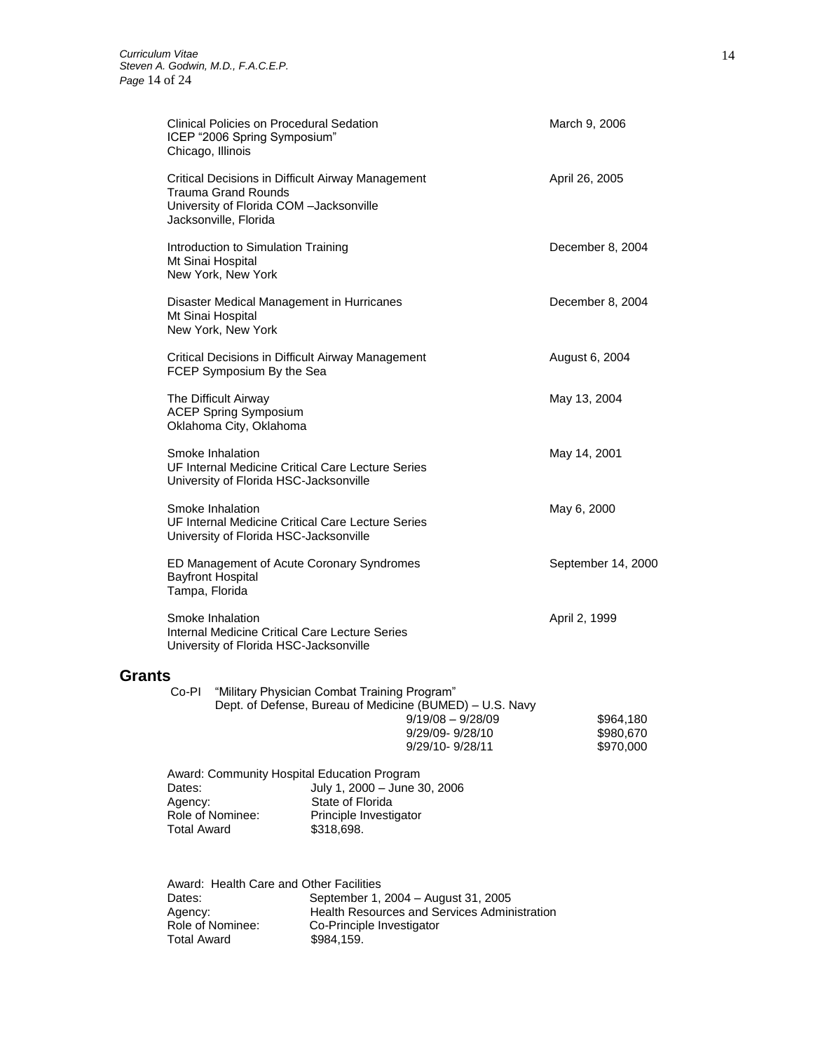Clinical Policies on Procedural Sedation  
ICEP "2006 Spring Symposium"  
Chicago, Illinois — March 9, 2006

Critical Decisions in Difficult Airway Management  
Trauma Grand Rounds  
University of Florida COM –Jacksonville  
Jacksonville, Florida — April 26, 2005

Introduction to Simulation Training  
Mt Sinai Hospital  
New York, New York — December 8, 2004

Disaster Medical Management in Hurricanes  
Mt Sinai Hospital  
New York, New York — December 8, 2004

Critical Decisions in Difficult Airway Management  
FCEP Symposium By the Sea — August 6, 2004

The Difficult Airway  
ACEP Spring Symposium  
Oklahoma City, Oklahoma — May 13, 2004

Smoke Inhalation  
UF Internal Medicine Critical Care Lecture Series  
University of Florida HSC-Jacksonville — May 14, 2001

Smoke Inhalation  
UF Internal Medicine Critical Care Lecture Series  
University of Florida HSC-Jacksonville — May 6, 2000

ED Management of Acute Coronary Syndromes  
Bayfront Hospital  
Tampa, Florida — September 14, 2000

Smoke Inhalation  
Internal Medicine Critical Care Lecture Series  
University of Florida HSC-Jacksonville — April 2, 1999

## Grants

Co-PI "Military Physician Combat Training Program"  
Dept. of Defense, Bureau of Medicine (BUMED) – U.S. Navy

| | |
|---|---|
| 9/19/08 – 9/28/09 | $964,180 |
| 9/29/09- 9/28/10 | $980,670 |
| 9/29/10- 9/28/11 | $970,000 |

Award: Community Hospital Education Program  
Dates: July 1, 2000 – June 30, 2006  
Agency: State of Florida  
Role of Nominee: Principle Investigator  
Total Award $318,698.

Award: Health Care and Other Facilities  
Dates: September 1, 2004 – August 31, 2005  
Agency: Health Resources and Services Administration  
Role of Nominee: Co-Principle Investigator  
Total Award $984,159.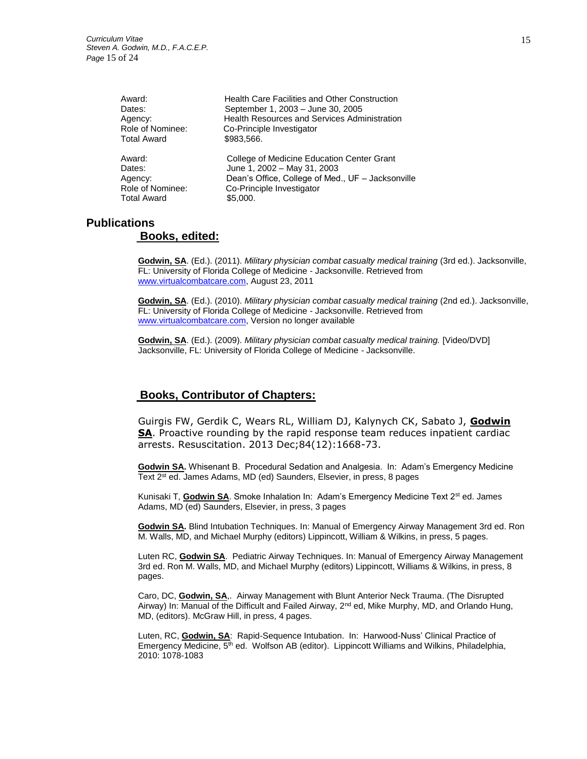Award: Health Care Facilities and Other Construction
Dates: September 1, 2003 – June 30, 2005
Agency: Health Resources and Services Administration
Role of Nominee: Co-Principle Investigator
Total Award $983,566.

Award: College of Medicine Education Center Grant
Dates: June 1, 2002 – May 31, 2003
Agency: Dean's Office, College of Med., UF – Jacksonville
Role of Nominee: Co-Principle Investigator
Total Award $5,000.

## Publications

### Books, edited:

**Godwin, SA**. (Ed.). (2011). *Military physician combat casualty medical training* (3rd ed.). Jacksonville, FL: University of Florida College of Medicine - Jacksonville. Retrieved from www.virtualcombatcare.com, August 23, 2011

**Godwin, SA**. (Ed.). (2010). *Military physician combat casualty medical training* (2nd ed.). Jacksonville, FL: University of Florida College of Medicine - Jacksonville. Retrieved from www.virtualcombatcare.com, Version no longer available

**Godwin, SA**. (Ed.). (2009). *Military physician combat casualty medical training.* [Video/DVD] Jacksonville, FL: University of Florida College of Medicine - Jacksonville.

### Books, Contributor of Chapters:

Guirgis FW, Gerdik C, Wears RL, William DJ, Kalynych CK, Sabato J, **Godwin SA**. Proactive rounding by the rapid response team reduces inpatient cardiac arrests. Resuscitation. 2013 Dec;84(12):1668-73.

**Godwin SA.** Whisenant B. Procedural Sedation and Analgesia. In: Adam's Emergency Medicine Text 2st ed. James Adams, MD (ed) Saunders, Elsevier, in press, 8 pages

Kunisaki T, **Godwin SA**. Smoke Inhalation In: Adam's Emergency Medicine Text 2st ed. James Adams, MD (ed) Saunders, Elsevier, in press, 3 pages

**Godwin SA.** Blind Intubation Techniques. In: Manual of Emergency Airway Management 3rd ed. Ron M. Walls, MD, and Michael Murphy (editors) Lippincott, William & Wilkins, in press, 5 pages.

Luten RC, **Godwin SA**. Pediatric Airway Techniques. In: Manual of Emergency Airway Management 3rd ed. Ron M. Walls, MD, and Michael Murphy (editors) Lippincott, Williams & Wilkins, in press, 8 pages.

Caro, DC, **Godwin, SA**,. Airway Management with Blunt Anterior Neck Trauma. (The Disrupted Airway) In: Manual of the Difficult and Failed Airway, 2nd ed, Mike Murphy, MD, and Orlando Hung, MD, (editors). McGraw Hill, in press, 4 pages.

Luten, RC, **Godwin, SA**: Rapid-Sequence Intubation. In: Harwood-Nuss' Clinical Practice of Emergency Medicine, 5th ed. Wolfson AB (editor). Lippincott Williams and Wilkins, Philadelphia, 2010: 1078-1083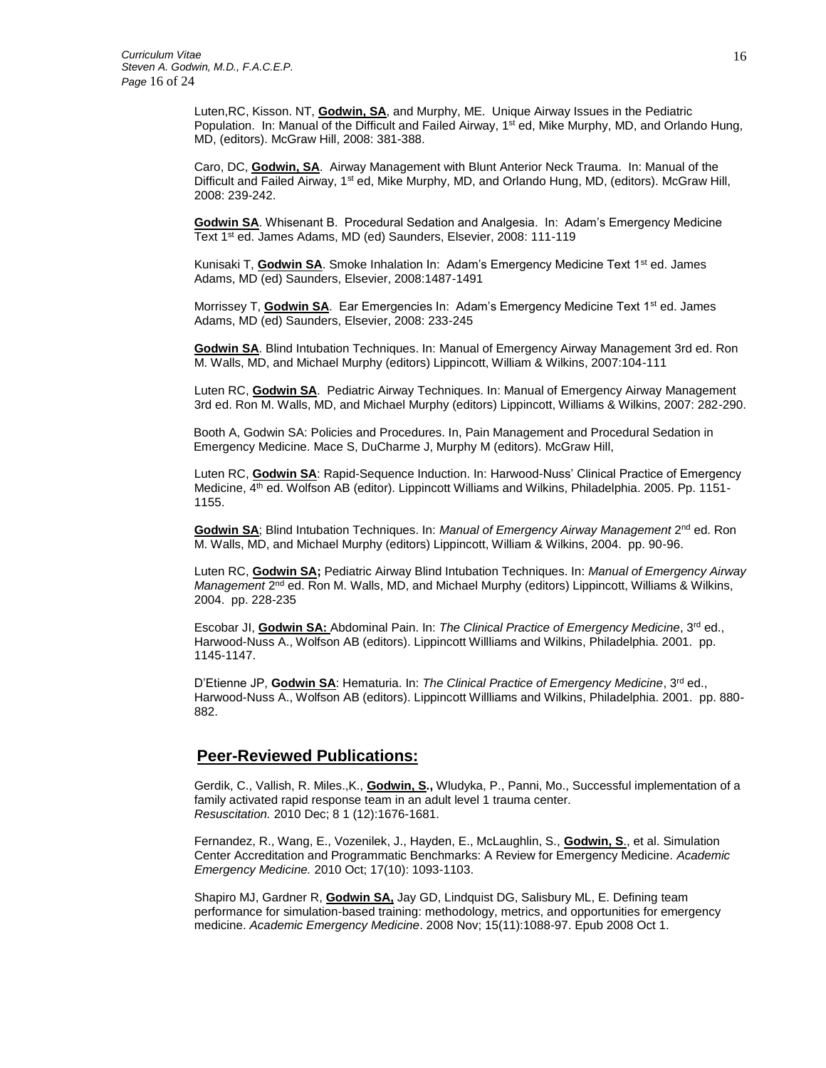Luten,RC, Kisson. NT, **Godwin, SA**, and Murphy, ME. Unique Airway Issues in the Pediatric Population. In: Manual of the Difficult and Failed Airway, 1st ed, Mike Murphy, MD, and Orlando Hung, MD, (editors). McGraw Hill, 2008: 381-388.

Caro, DC, **Godwin, SA**. Airway Management with Blunt Anterior Neck Trauma. In: Manual of the Difficult and Failed Airway, 1st ed, Mike Murphy, MD, and Orlando Hung, MD, (editors). McGraw Hill, 2008: 239-242.

**Godwin SA**. Whisenant B. Procedural Sedation and Analgesia. In: Adam's Emergency Medicine Text 1st ed. James Adams, MD (ed) Saunders, Elsevier, 2008: 111-119

Kunisaki T, **Godwin SA**. Smoke Inhalation In: Adam's Emergency Medicine Text 1st ed. James Adams, MD (ed) Saunders, Elsevier, 2008:1487-1491

Morrissey T, **Godwin SA**. Ear Emergencies In: Adam's Emergency Medicine Text 1st ed. James Adams, MD (ed) Saunders, Elsevier, 2008: 233-245

**Godwin SA**. Blind Intubation Techniques. In: Manual of Emergency Airway Management 3rd ed. Ron M. Walls, MD, and Michael Murphy (editors) Lippincott, William & Wilkins, 2007:104-111

Luten RC, **Godwin SA**. Pediatric Airway Techniques. In: Manual of Emergency Airway Management 3rd ed. Ron M. Walls, MD, and Michael Murphy (editors) Lippincott, Williams & Wilkins, 2007: 282-290.

Booth A, Godwin SA: Policies and Procedures. In, Pain Management and Procedural Sedation in Emergency Medicine. Mace S, DuCharme J, Murphy M (editors). McGraw Hill,

Luten RC, **Godwin SA**: Rapid-Sequence Induction. In: Harwood-Nuss' Clinical Practice of Emergency Medicine, 4th ed. Wolfson AB (editor). Lippincott Williams and Wilkins, Philadelphia. 2005. Pp. 1151-1155.

**Godwin SA**; Blind Intubation Techniques. In: *Manual of Emergency Airway Management* 2nd ed. Ron M. Walls, MD, and Michael Murphy (editors) Lippincott, William & Wilkins, 2004. pp. 90-96.

Luten RC, **Godwin SA;** Pediatric Airway Blind Intubation Techniques. In: *Manual of Emergency Airway Management* 2nd ed. Ron M. Walls, MD, and Michael Murphy (editors) Lippincott, Williams & Wilkins, 2004. pp. 228-235

Escobar JI, **Godwin SA:** Abdominal Pain. In: *The Clinical Practice of Emergency Medicine*, 3rd ed., Harwood-Nuss A., Wolfson AB (editors). Lippincott Willliams and Wilkins, Philadelphia. 2001. pp. 1145-1147.

D'Etienne JP, **Godwin SA**: Hematuria. In: *The Clinical Practice of Emergency Medicine*, 3rd ed., Harwood-Nuss A., Wolfson AB (editors). Lippincott Willliams and Wilkins, Philadelphia. 2001. pp. 880-882.

## Peer-Reviewed Publications:

Gerdik, C., Vallish, R. Miles.,K., **Godwin, S.,** Wludyka, P., Panni, Mo., Successful implementation of a family activated rapid response team in an adult level 1 trauma center. *Resuscitation.* 2010 Dec; 8 1 (12):1676-1681.

Fernandez, R., Wang, E., Vozenilek, J., Hayden, E., McLaughlin, S., **Godwin, S**., et al. Simulation Center Accreditation and Programmatic Benchmarks: A Review for Emergency Medicine. *Academic Emergency Medicine.* 2010 Oct; 17(10): 1093-1103.

Shapiro MJ, Gardner R, **Godwin SA,** Jay GD, Lindquist DG, Salisbury ML, E. Defining team performance for simulation-based training: methodology, metrics, and opportunities for emergency medicine. *Academic Emergency Medicine*. 2008 Nov; 15(11):1088-97. Epub 2008 Oct 1.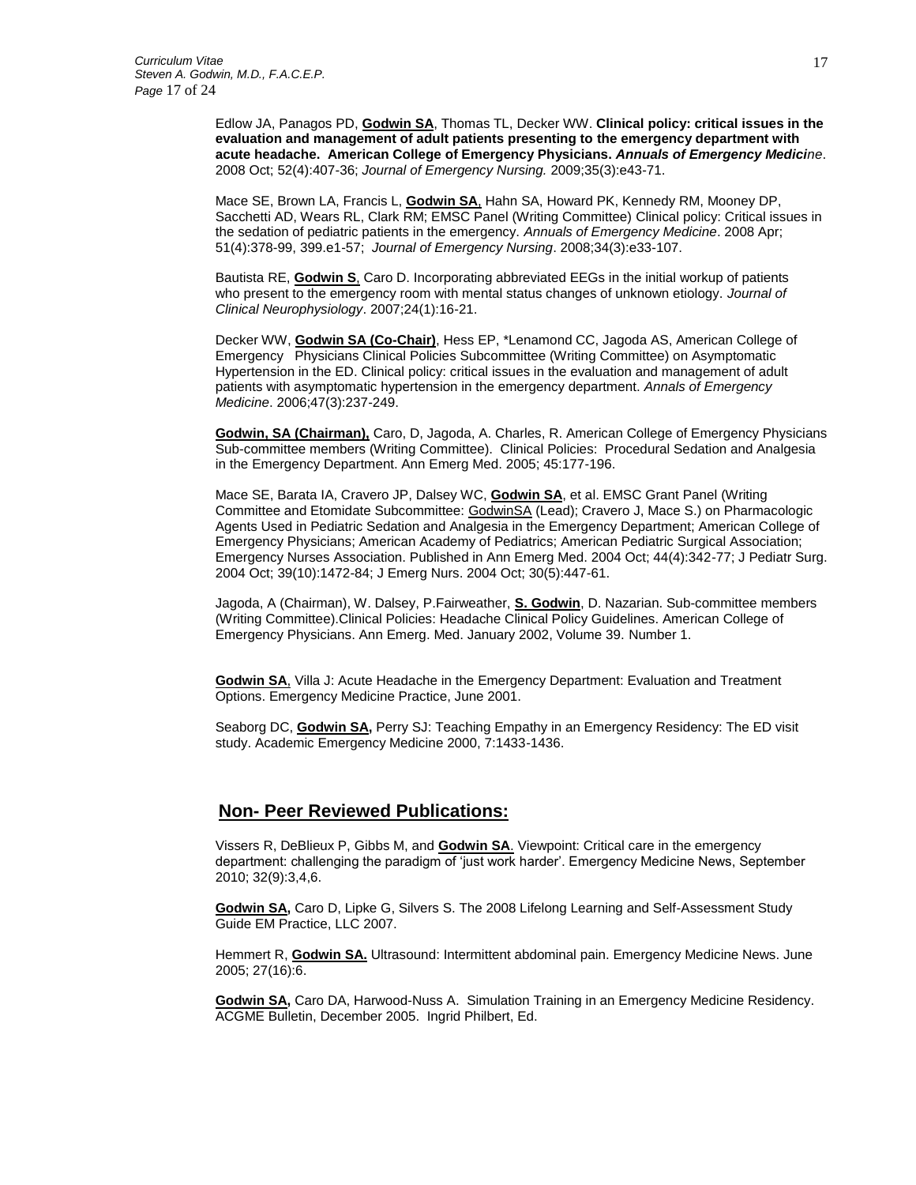Edlow JA, Panagos PD, **Godwin SA**, Thomas TL, Decker WW. **Clinical policy: critical issues in the evaluation and management of adult patients presenting to the emergency department with acute headache. American College of Emergency Physicians.** ***Annuals of Emergency Medicine***. 2008 Oct; 52(4):407-36; *Journal of Emergency Nursing.* 2009;35(3):e43-71.

Mace SE, Brown LA, Francis L, **Godwin SA**, Hahn SA, Howard PK, Kennedy RM, Mooney DP, Sacchetti AD, Wears RL, Clark RM; EMSC Panel (Writing Committee) Clinical policy: Critical issues in the sedation of pediatric patients in the emergency. *Annuals of Emergency Medicine*. 2008 Apr; 51(4):378-99, 399.e1-57; *Journal of Emergency Nursing*. 2008;34(3):e33-107.

Bautista RE, **Godwin S**, Caro D. Incorporating abbreviated EEGs in the initial workup of patients who present to the emergency room with mental status changes of unknown etiology. *Journal of Clinical Neurophysiology*. 2007;24(1):16-21.

Decker WW, **Godwin SA (Co-Chair)**, Hess EP, *Lenamond CC, Jagoda AS, American College of Emergency Physicians Clinical Policies Subcommittee (Writing Committee) on Asymptomatic Hypertension in the ED. Clinical policy: critical issues in the evaluation and management of adult patients with asymptomatic hypertension in the emergency department. *Annals of Emergency Medicine*. 2006;47(3):237-249.

**Godwin, SA (Chairman),** Caro, D, Jagoda, A. Charles, R. American College of Emergency Physicians Sub-committee members (Writing Committee). Clinical Policies: Procedural Sedation and Analgesia in the Emergency Department. Ann Emerg Med. 2005; 45:177-196.

Mace SE, Barata IA, Cravero JP, Dalsey WC, **Godwin SA**, et al. EMSC Grant Panel (Writing Committee and Etomidate Subcommittee: GodwinSA (Lead); Cravero J, Mace S.) on Pharmacologic Agents Used in Pediatric Sedation and Analgesia in the Emergency Department; American College of Emergency Physicians; American Academy of Pediatrics; American Pediatric Surgical Association; Emergency Nurses Association. Published in Ann Emerg Med. 2004 Oct; 44(4):342-77; J Pediatr Surg. 2004 Oct; 39(10):1472-84; J Emerg Nurs. 2004 Oct; 30(5):447-61.

Jagoda, A (Chairman), W. Dalsey, P.Fairweather, **S. Godwin**, D. Nazarian. Sub-committee members (Writing Committee).Clinical Policies: Headache Clinical Policy Guidelines. American College of Emergency Physicians. Ann Emerg. Med. January 2002, Volume 39. Number 1.

**Godwin SA**, Villa J: Acute Headache in the Emergency Department: Evaluation and Treatment Options. Emergency Medicine Practice, June 2001.

Seaborg DC, **Godwin SA,** Perry SJ: Teaching Empathy in an Emergency Residency: The ED visit study. Academic Emergency Medicine 2000, 7:1433-1436.

## Non- Peer Reviewed Publications:

Vissers R, DeBlieux P, Gibbs M, and **Godwin SA**. Viewpoint: Critical care in the emergency department: challenging the paradigm of 'just work harder'. Emergency Medicine News, September 2010; 32(9):3,4,6.

**Godwin SA,** Caro D, Lipke G, Silvers S. The 2008 Lifelong Learning and Self-Assessment Study Guide EM Practice, LLC 2007.

Hemmert R, **Godwin SA.** Ultrasound: Intermittent abdominal pain. Emergency Medicine News. June 2005; 27(16):6.

**Godwin SA,** Caro DA, Harwood-Nuss A. Simulation Training in an Emergency Medicine Residency. ACGME Bulletin, December 2005. Ingrid Philbert, Ed.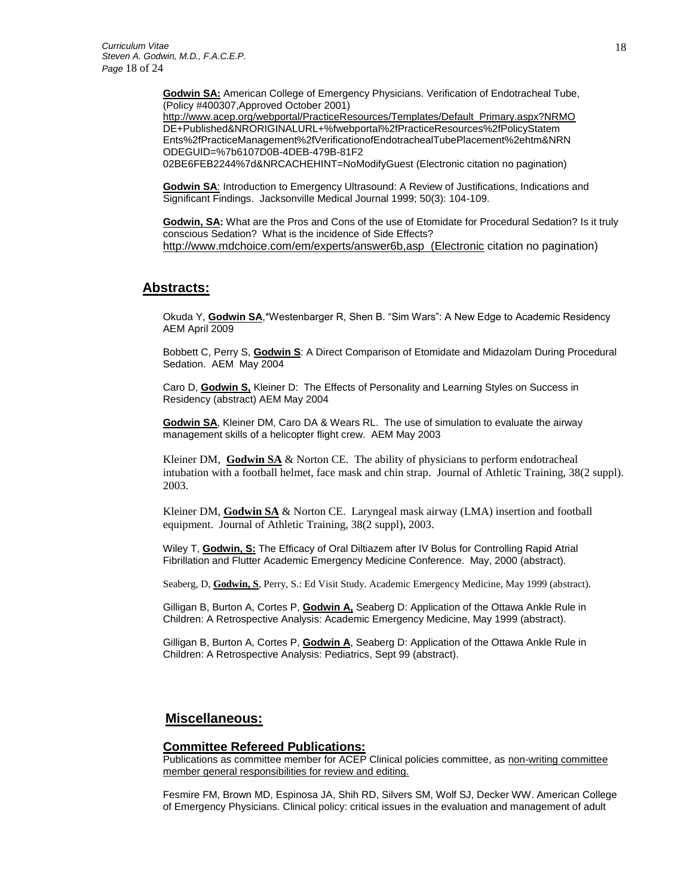**Godwin SA:** American College of Emergency Physicians. Verification of Endotracheal Tube, (Policy #400307,Approved October 2001) http://www.acep.org/webportal/PracticeResources/Templates/Default_Primary.aspx?NRMODE+Published&NRORIGINALURL+%fwebportal%2fPracticeResources%2fPolicyStatemEnts%2fPracticeManagement%2fVerificationofEndotrachealTubePlacement%2ehtm&NRNODEGUID=%7b6107D0B-4DEB-479B-81F202BE6FEB2244%7d&NRCACHEHINT=NoModifyGuest (Electronic citation no pagination)

**Godwin SA**: Introduction to Emergency Ultrasound: A Review of Justifications, Indications and Significant Findings. Jacksonville Medical Journal 1999; 50(3): 104-109.

**Godwin, SA:** What are the Pros and Cons of the use of Etomidate for Procedural Sedation? Is it truly conscious Sedation? What is the incidence of Side Effects? http://www.mdchoice.com/em/experts/answer6b,asp (Electronic citation no pagination)

## Abstracts:

Okuda Y, **Godwin SA**,*Westenbarger R, Shen B. "Sim Wars": A New Edge to Academic Residency AEM April 2009

Bobbett C, Perry S, **Godwin S**: A Direct Comparison of Etomidate and Midazolam During Procedural Sedation. AEM May 2004

Caro D, **Godwin S,** Kleiner D: The Effects of Personality and Learning Styles on Success in Residency (abstract) AEM May 2004

**Godwin SA**, Kleiner DM, Caro DA & Wears RL. The use of simulation to evaluate the airway management skills of a helicopter flight crew. AEM May 2003

Kleiner DM, **Godwin SA** & Norton CE. The ability of physicians to perform endotracheal intubation with a football helmet, face mask and chin strap. Journal of Athletic Training, 38(2 suppl). 2003.

Kleiner DM, **Godwin SA** & Norton CE. Laryngeal mask airway (LMA) insertion and football equipment. Journal of Athletic Training, 38(2 suppl), 2003.

Wiley T, **Godwin, S:** The Efficacy of Oral Diltiazem after IV Bolus for Controlling Rapid Atrial Fibrillation and Flutter Academic Emergency Medicine Conference. May, 2000 (abstract).

Seaberg, D, **Godwin, S**, Perry, S.: Ed Visit Study. Academic Emergency Medicine, May 1999 (abstract).

Gilligan B, Burton A, Cortes P, **Godwin A,** Seaberg D: Application of the Ottawa Ankle Rule in Children: A Retrospective Analysis: Academic Emergency Medicine, May 1999 (abstract).

Gilligan B, Burton A, Cortes P, **Godwin A**, Seaberg D: Application of the Ottawa Ankle Rule in Children: A Retrospective Analysis: Pediatrics, Sept 99 (abstract).

## Miscellaneous:

### Committee Refereed Publications:

Publications as committee member for ACEP Clinical policies committee, as non-writing committee member general responsibilities for review and editing.

Fesmire FM, Brown MD, Espinosa JA, Shih RD, Silvers SM, Wolf SJ, Decker WW. American College of Emergency Physicians. Clinical policy: critical issues in the evaluation and management of adult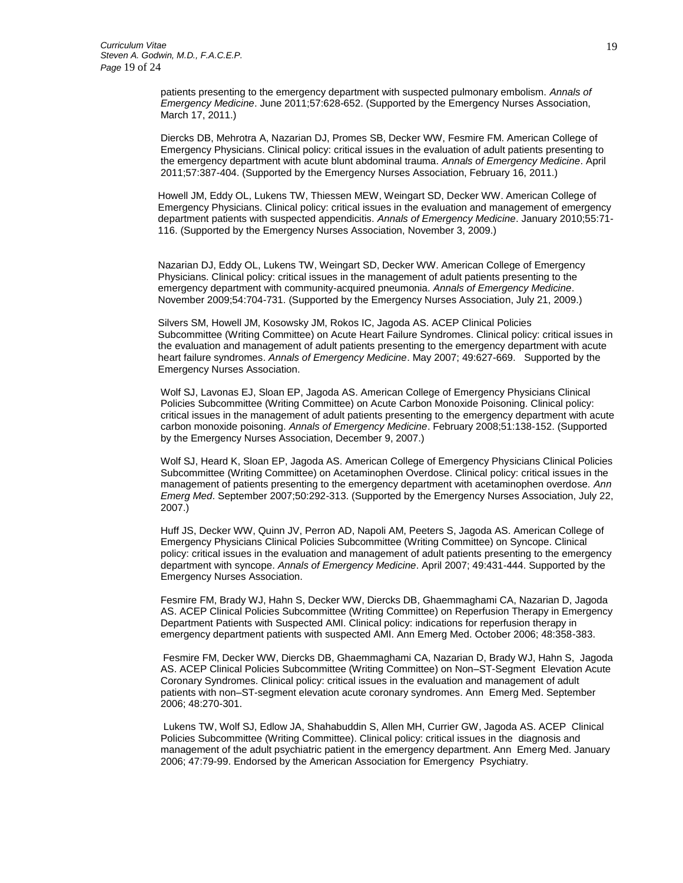patients presenting to the emergency department with suspected pulmonary embolism. *Annals of Emergency Medicine*. June 2011;57:628-652. (Supported by the Emergency Nurses Association, March 17, 2011.)

Diercks DB, Mehrotra A, Nazarian DJ, Promes SB, Decker WW, Fesmire FM. American College of Emergency Physicians. Clinical policy: critical issues in the evaluation of adult patients presenting to the emergency department with acute blunt abdominal trauma. *Annals of Emergency Medicine*. April 2011;57:387-404. (Supported by the Emergency Nurses Association, February 16, 2011.)

Howell JM, Eddy OL, Lukens TW, Thiessen MEW, Weingart SD, Decker WW. American College of Emergency Physicians. Clinical policy: critical issues in the evaluation and management of emergency department patients with suspected appendicitis. *Annals of Emergency Medicine*. January 2010;55:71-116. (Supported by the Emergency Nurses Association, November 3, 2009.)

Nazarian DJ, Eddy OL, Lukens TW, Weingart SD, Decker WW. American College of Emergency Physicians. Clinical policy: critical issues in the management of adult patients presenting to the emergency department with community-acquired pneumonia. *Annals of Emergency Medicine*. November 2009;54:704-731. (Supported by the Emergency Nurses Association, July 21, 2009.)

Silvers SM, Howell JM, Kosowsky JM, Rokos IC, Jagoda AS. ACEP Clinical Policies Subcommittee (Writing Committee) on Acute Heart Failure Syndromes. Clinical policy: critical issues in the evaluation and management of adult patients presenting to the emergency department with acute heart failure syndromes. *Annals of Emergency Medicine*. May 2007; 49:627-669. Supported by the Emergency Nurses Association.

Wolf SJ, Lavonas EJ, Sloan EP, Jagoda AS. American College of Emergency Physicians Clinical Policies Subcommittee (Writing Committee) on Acute Carbon Monoxide Poisoning. Clinical policy: critical issues in the management of adult patients presenting to the emergency department with acute carbon monoxide poisoning. *Annals of Emergency Medicine*. February 2008;51:138-152. (Supported by the Emergency Nurses Association, December 9, 2007.)

Wolf SJ, Heard K, Sloan EP, Jagoda AS. American College of Emergency Physicians Clinical Policies Subcommittee (Writing Committee) on Acetaminophen Overdose. Clinical policy: critical issues in the management of patients presenting to the emergency department with acetaminophen overdose. *Ann Emerg Med*. September 2007;50:292-313. (Supported by the Emergency Nurses Association, July 22, 2007.)

Huff JS, Decker WW, Quinn JV, Perron AD, Napoli AM, Peeters S, Jagoda AS. American College of Emergency Physicians Clinical Policies Subcommittee (Writing Committee) on Syncope. Clinical policy: critical issues in the evaluation and management of adult patients presenting to the emergency department with syncope. *Annals of Emergency Medicine*. April 2007; 49:431-444. Supported by the Emergency Nurses Association.

Fesmire FM, Brady WJ, Hahn S, Decker WW, Diercks DB, Ghaemmaghami CA, Nazarian D, Jagoda AS. ACEP Clinical Policies Subcommittee (Writing Committee) on Reperfusion Therapy in Emergency Department Patients with Suspected AMI. Clinical policy: indications for reperfusion therapy in emergency department patients with suspected AMI. Ann Emerg Med. October 2006; 48:358-383.

Fesmire FM, Decker WW, Diercks DB, Ghaemmaghami CA, Nazarian D, Brady WJ, Hahn S, Jagoda AS. ACEP Clinical Policies Subcommittee (Writing Committee) on Non–ST-Segment Elevation Acute Coronary Syndromes. Clinical policy: critical issues in the evaluation and management of adult patients with non–ST-segment elevation acute coronary syndromes. Ann Emerg Med. September 2006; 48:270-301.

Lukens TW, Wolf SJ, Edlow JA, Shahabuddin S, Allen MH, Currier GW, Jagoda AS. ACEP Clinical Policies Subcommittee (Writing Committee). Clinical policy: critical issues in the diagnosis and management of the adult psychiatric patient in the emergency department. Ann Emerg Med. January 2006; 47:79-99. Endorsed by the American Association for Emergency Psychiatry.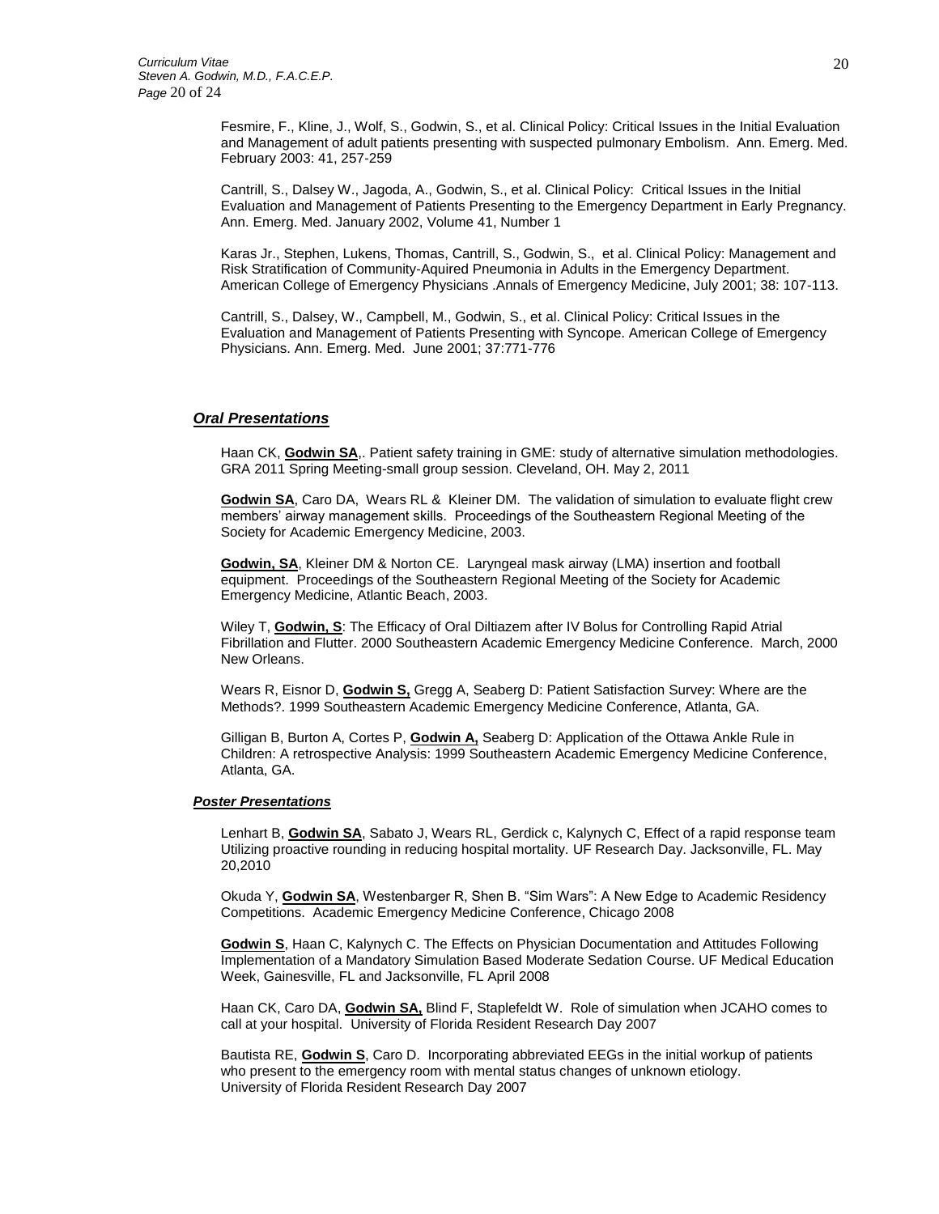Fesmire, F., Kline, J., Wolf, S., Godwin, S., et al. Clinical Policy: Critical Issues in the Initial Evaluation and Management of adult patients presenting with suspected pulmonary Embolism. Ann. Emerg. Med. February 2003: 41, 257-259

Cantrill, S., Dalsey W., Jagoda, A., Godwin, S., et al. Clinical Policy: Critical Issues in the Initial Evaluation and Management of Patients Presenting to the Emergency Department in Early Pregnancy. Ann. Emerg. Med. January 2002, Volume 41, Number 1

Karas Jr., Stephen, Lukens, Thomas, Cantrill, S., Godwin, S., et al. Clinical Policy: Management and Risk Stratification of Community-Aquired Pneumonia in Adults in the Emergency Department. American College of Emergency Physicians .Annals of Emergency Medicine, July 2001; 38: 107-113.

Cantrill, S., Dalsey, W., Campbell, M., Godwin, S., et al. Clinical Policy: Critical Issues in the Evaluation and Management of Patients Presenting with Syncope. American College of Emergency Physicians. Ann. Emerg. Med. June 2001; 37:771-776

### ***Oral Presentations***

Haan CK, **Godwin SA**,. Patient safety training in GME: study of alternative simulation methodologies. GRA 2011 Spring Meeting-small group session. Cleveland, OH. May 2, 2011

**Godwin SA**, Caro DA, Wears RL & Kleiner DM. The validation of simulation to evaluate flight crew members' airway management skills. Proceedings of the Southeastern Regional Meeting of the Society for Academic Emergency Medicine, 2003.

**Godwin, SA**, Kleiner DM & Norton CE. Laryngeal mask airway (LMA) insertion and football equipment. Proceedings of the Southeastern Regional Meeting of the Society for Academic Emergency Medicine, Atlantic Beach, 2003.

Wiley T, **Godwin, S**: The Efficacy of Oral Diltiazem after IV Bolus for Controlling Rapid Atrial Fibrillation and Flutter. 2000 Southeastern Academic Emergency Medicine Conference. March, 2000 New Orleans.

Wears R, Eisnor D, **Godwin S,** Gregg A, Seaberg D: Patient Satisfaction Survey: Where are the Methods?. 1999 Southeastern Academic Emergency Medicine Conference, Atlanta, GA.

Gilligan B, Burton A, Cortes P, **Godwin A,** Seaberg D: Application of the Ottawa Ankle Rule in Children: A retrospective Analysis: 1999 Southeastern Academic Emergency Medicine Conference, Atlanta, GA.

#### ***Poster Presentations***

Lenhart B, **Godwin SA**, Sabato J, Wears RL, Gerdick c, Kalynych C, Effect of a rapid response team Utilizing proactive rounding in reducing hospital mortality. UF Research Day. Jacksonville, FL. May 20,2010

Okuda Y, **Godwin SA**, Westenbarger R, Shen B. "Sim Wars": A New Edge to Academic Residency Competitions. Academic Emergency Medicine Conference, Chicago 2008

**Godwin S**, Haan C, Kalynych C. The Effects on Physician Documentation and Attitudes Following Implementation of a Mandatory Simulation Based Moderate Sedation Course. UF Medical Education Week, Gainesville, FL and Jacksonville, FL April 2008

Haan CK, Caro DA, **Godwin SA,** Blind F, Staplefeldt W. Role of simulation when JCAHO comes to call at your hospital. University of Florida Resident Research Day 2007

Bautista RE, **Godwin S**, Caro D. Incorporating abbreviated EEGs in the initial workup of patients who present to the emergency room with mental status changes of unknown etiology. University of Florida Resident Research Day 2007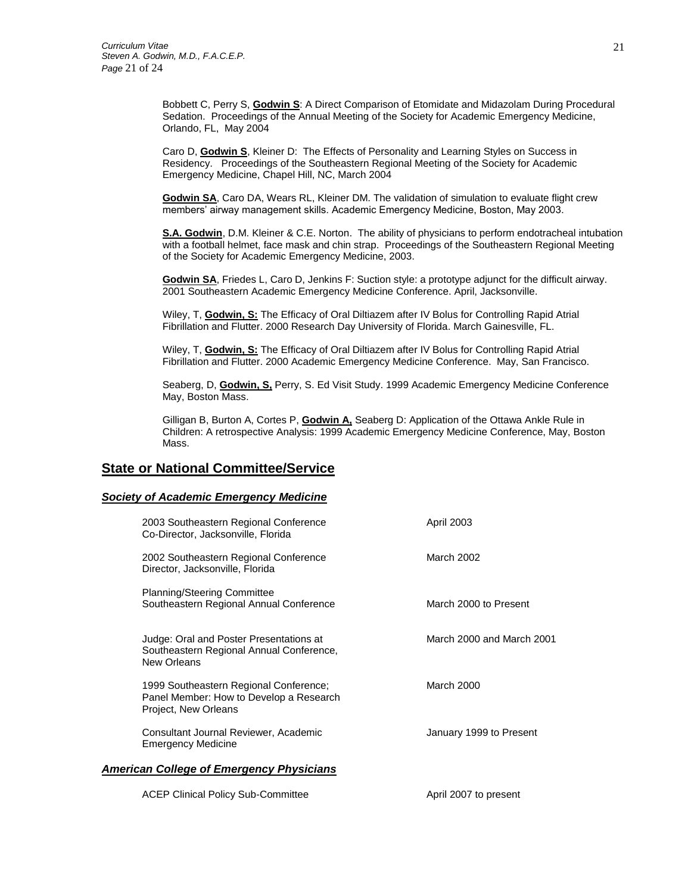Bobbett C, Perry S, **Godwin S**: A Direct Comparison of Etomidate and Midazolam During Procedural Sedation. Proceedings of the Annual Meeting of the Society for Academic Emergency Medicine, Orlando, FL, May 2004

Caro D, **Godwin S**, Kleiner D: The Effects of Personality and Learning Styles on Success in Residency. Proceedings of the Southeastern Regional Meeting of the Society for Academic Emergency Medicine, Chapel Hill, NC, March 2004

**Godwin SA**, Caro DA, Wears RL, Kleiner DM. The validation of simulation to evaluate flight crew members' airway management skills. Academic Emergency Medicine, Boston, May 2003.

**S.A. Godwin**, D.M. Kleiner & C.E. Norton. The ability of physicians to perform endotracheal intubation with a football helmet, face mask and chin strap. Proceedings of the Southeastern Regional Meeting of the Society for Academic Emergency Medicine, 2003.

**Godwin SA**, Friedes L, Caro D, Jenkins F: Suction style: a prototype adjunct for the difficult airway. 2001 Southeastern Academic Emergency Medicine Conference. April, Jacksonville.

Wiley, T, **Godwin, S:** The Efficacy of Oral Diltiazem after IV Bolus for Controlling Rapid Atrial Fibrillation and Flutter. 2000 Research Day University of Florida. March Gainesville, FL.

Wiley, T, **Godwin, S:** The Efficacy of Oral Diltiazem after IV Bolus for Controlling Rapid Atrial Fibrillation and Flutter. 2000 Academic Emergency Medicine Conference. May, San Francisco.

Seaberg, D, **Godwin, S,** Perry, S. Ed Visit Study. 1999 Academic Emergency Medicine Conference May, Boston Mass.

Gilligan B, Burton A, Cortes P, **Godwin A,** Seaberg D: Application of the Ottawa Ankle Rule in Children: A retrospective Analysis: 1999 Academic Emergency Medicine Conference, May, Boston Mass.

## State or National Committee/Service

### *Society of Academic Emergency Medicine*

| | |
|---|---|
| 2003 Southeastern Regional Conference Co-Director, Jacksonville, Florida | April 2003 |
| 2002 Southeastern Regional Conference Director, Jacksonville, Florida | March 2002 |
| Planning/Steering Committee Southeastern Regional Annual Conference | March 2000 to Present |
| Judge: Oral and Poster Presentations at Southeastern Regional Annual Conference, New Orleans | March 2000 and March 2001 |
| 1999 Southeastern Regional Conference; Panel Member: How to Develop a Research Project, New Orleans | March 2000 |
| Consultant Journal Reviewer, Academic Emergency Medicine | January 1999 to Present |

### *American College of Emergency Physicians*

| | |
|---|---|
| ACEP Clinical Policy Sub-Committee | April 2007 to present |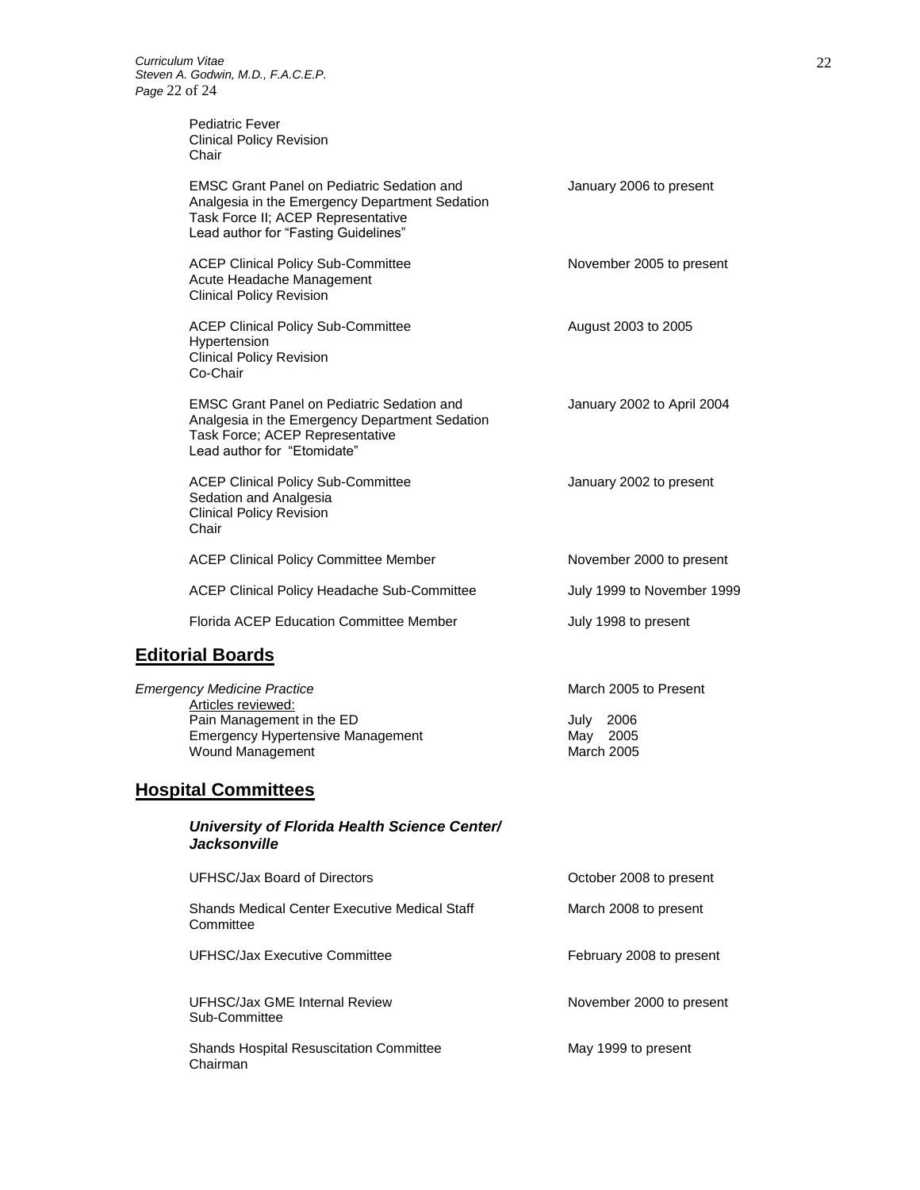Pediatric Fever
Clinical Policy Revision
Chair

| | |
|---|---|
| EMSC Grant Panel on Pediatric Sedation and Analgesia in the Emergency Department Sedation Task Force II; ACEP Representative<br>Lead author for "Fasting Guidelines" | January 2006 to present |
| ACEP Clinical Policy Sub-Committee<br>Acute Headache Management<br>Clinical Policy Revision | November 2005 to present |
| ACEP Clinical Policy Sub-Committee<br>Hypertension<br>Clinical Policy Revision<br>Co-Chair | August 2003 to 2005 |
| EMSC Grant Panel on Pediatric Sedation and Analgesia in the Emergency Department Sedation Task Force; ACEP Representative<br>Lead author for "Etomidate" | January 2002 to April 2004 |
| ACEP Clinical Policy Sub-Committee<br>Sedation and Analgesia<br>Clinical Policy Revision<br>Chair | January 2002 to present |
| ACEP Clinical Policy Committee Member | November 2000 to present |
| ACEP Clinical Policy Headache Sub-Committee | July 1999 to November 1999 |
| Florida ACEP Education Committee Member | July 1998 to present |

## Editorial Boards

*Emergency Medicine Practice* — March 2005 to Present

Articles reviewed:

| | |
|---|---|
| Pain Management in the ED | July 2006 |
| Emergency Hypertensive Management | May 2005 |
| Wound Management | March 2005 |

## Hospital Committees

### *University of Florida Health Science Center/ Jacksonville*

| | |
|---|---|
| UFHSC/Jax Board of Directors | October 2008 to present |
| Shands Medical Center Executive Medical Staff Committee | March 2008 to present |
| UFHSC/Jax Executive Committee | February 2008 to present |
| UFHSC/Jax GME Internal Review Sub-Committee | November 2000 to present |
| Shands Hospital Resuscitation Committee Chairman | May 1999 to present |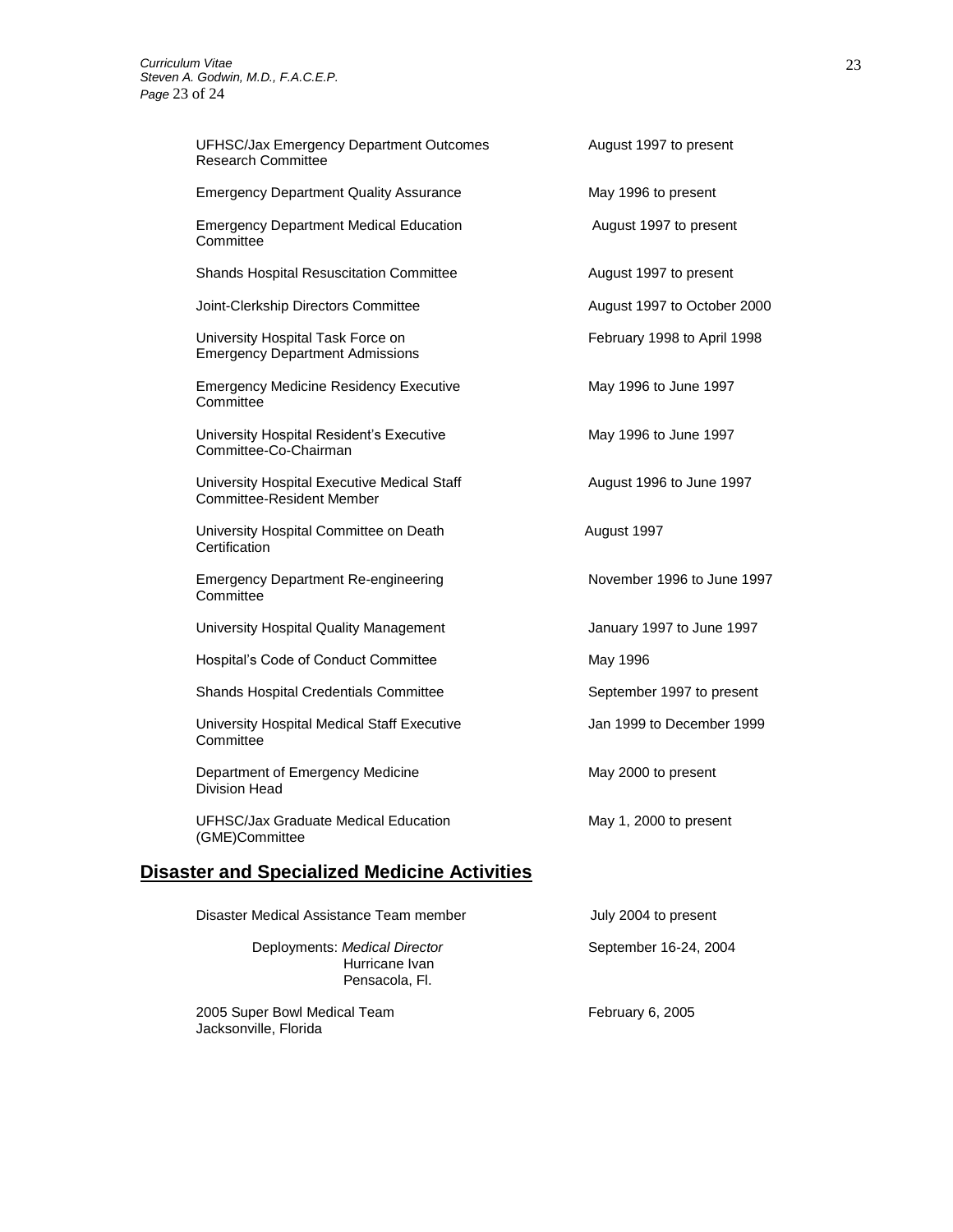| | |
|---|---|
| UFHSC/Jax Emergency Department Outcomes Research Committee | August 1997 to present |
| Emergency Department Quality Assurance | May 1996 to present |
| Emergency Department Medical Education Committee | August 1997 to present |
| Shands Hospital Resuscitation Committee | August 1997 to present |
| Joint-Clerkship Directors Committee | August 1997 to October 2000 |
| University Hospital Task Force on Emergency Department Admissions | February 1998 to April 1998 |
| Emergency Medicine Residency Executive Committee | May 1996 to June 1997 |
| University Hospital Resident's Executive Committee-Co-Chairman | May 1996 to June 1997 |
| University Hospital Executive Medical Staff Committee-Resident Member | August 1996 to June 1997 |
| University Hospital Committee on Death Certification | August 1997 |
| Emergency Department Re-engineering Committee | November 1996 to June 1997 |
| University Hospital Quality Management | January 1997 to June 1997 |
| Hospital's Code of Conduct Committee | May 1996 |
| Shands Hospital Credentials Committee | September 1997 to present |
| University Hospital Medical Staff Executive Committee | Jan 1999 to December 1999 |
| Department of Emergency Medicine Division Head | May 2000 to present |
| UFHSC/Jax Graduate Medical Education (GME)Committee | May 1, 2000 to present |

## Disaster and Specialized Medicine Activities

| | |
|---|---|
| Disaster Medical Assistance Team member | July 2004 to present |
| Deployments: *Medical Director* Hurricane Ivan Pensacola, Fl. | September 16-24, 2004 |
| 2005 Super Bowl Medical Team Jacksonville, Florida | February 6, 2005 |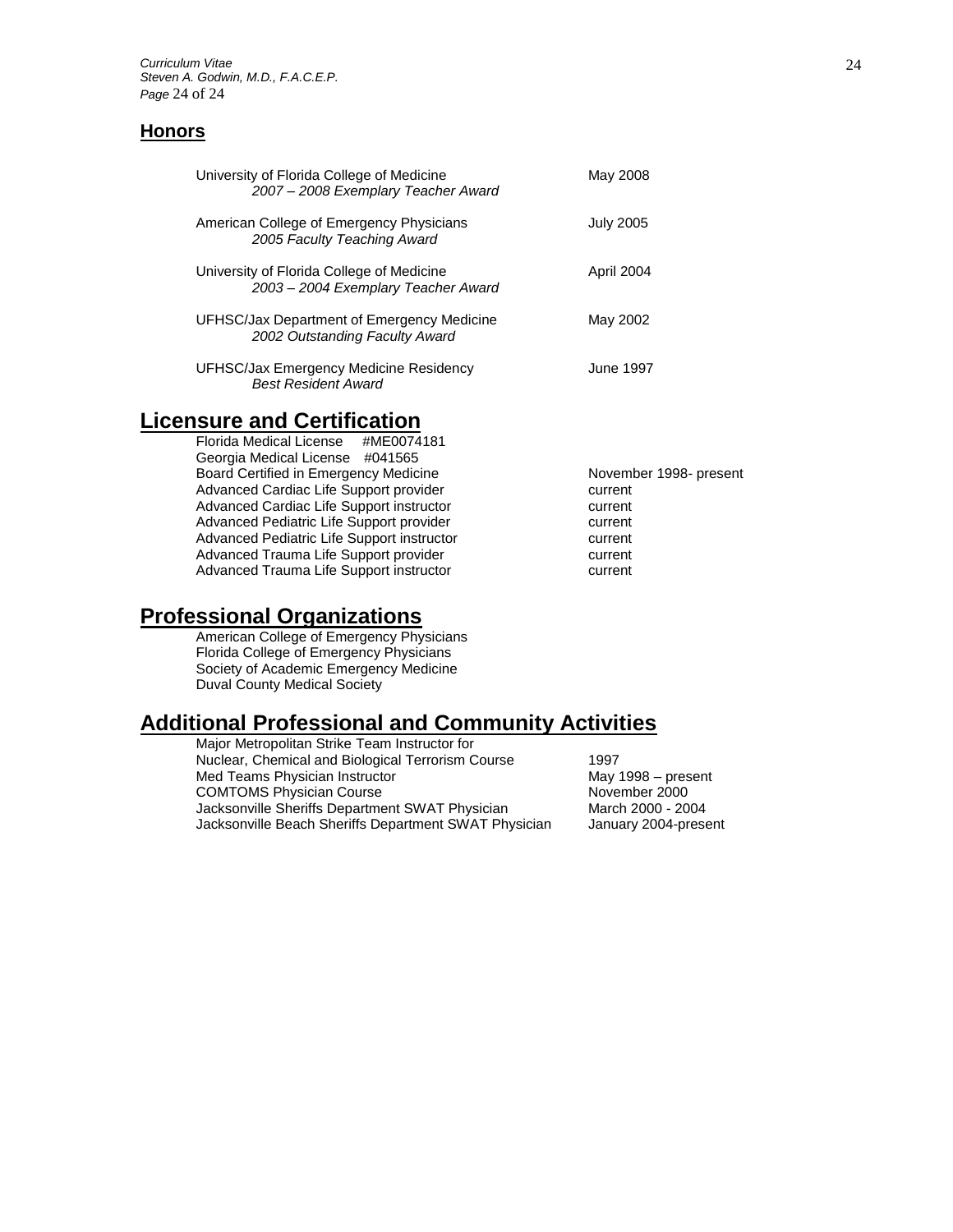## Honors

| | |
|---|---|
| University of Florida College of Medicine<br>*2007 – 2008 Exemplary Teacher Award* | May 2008 |
| American College of Emergency Physicians<br>*2005 Faculty Teaching Award* | July 2005 |
| University of Florida College of Medicine<br>*2003 – 2004 Exemplary Teacher Award* | April 2004 |
| UFHSC/Jax Department of Emergency Medicine<br>*2002 Outstanding Faculty Award* | May 2002 |
| UFHSC/Jax Emergency Medicine Residency<br>*Best Resident Award* | June 1997 |

## Licensure and Certification

| | |
|---|---|
| Florida Medical License #ME0074181 | |
| Georgia Medical License #041565 | |
| Board Certified in Emergency Medicine | November 1998- present |
| Advanced Cardiac Life Support provider | current |
| Advanced Cardiac Life Support instructor | current |
| Advanced Pediatric Life Support provider | current |
| Advanced Pediatric Life Support instructor | current |
| Advanced Trauma Life Support provider | current |
| Advanced Trauma Life Support instructor | current |

## Professional Organizations

American College of Emergency Physicians
Florida College of Emergency Physicians
Society of Academic Emergency Medicine
Duval County Medical Society

## Additional Professional and Community Activities

| | |
|---|---|
| Major Metropolitan Strike Team Instructor for Nuclear, Chemical and Biological Terrorism Course | 1997 |
| Med Teams Physician Instructor | May 1998 – present |
| COMTOMS Physician Course | November 2000 |
| Jacksonville Sheriffs Department SWAT Physician | March 2000 - 2004 |
| Jacksonville Beach Sheriffs Department SWAT Physician | January 2004-present |